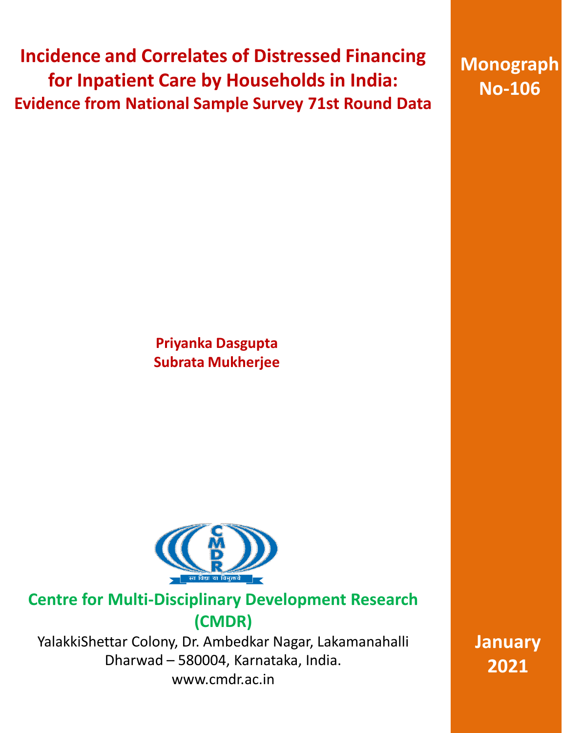# Incidence and Correlates of Distressed Financing for Inpatient Care by Households in India:

## Evidence from National Sample Survey 71st Round Data

**Monograph No-106**

**Priyanka Dasgupta**
**Subrata Mukherjee**

सा विद्या या विमुक्तये

**Centre for Multi-Disciplinary Development Research (CMDR)**

YalakkiShettar Colony, Dr. Ambedkar Nagar, Lakamanahalli
Dharwad – 580004, Karnataka, India.
www.cmdr.ac.in

**January 2021**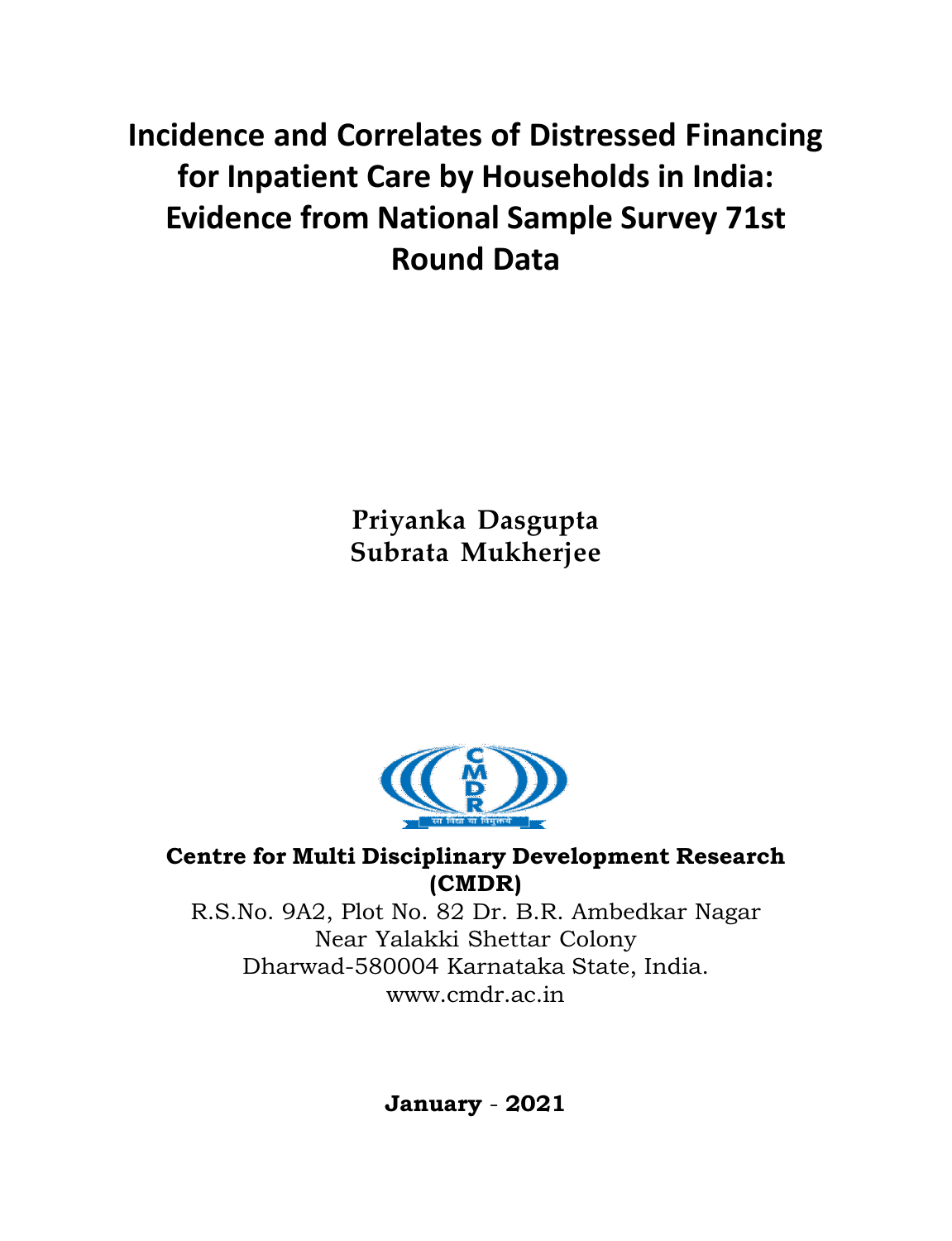# Incidence and Correlates of Distressed Financing for Inpatient Care by Households in India: Evidence from National Sample Survey 71st Round Data

**Priyanka Dasgupta**
**Subrata Mukherjee**

**Centre for Multi Disciplinary Development Research (CMDR)**

R.S.No. 9A2, Plot No. 82 Dr. B.R. Ambedkar Nagar
Near Yalakki Shettar Colony
Dharwad-580004 Karnataka State, India.
www.cmdr.ac.in

**January - 2021**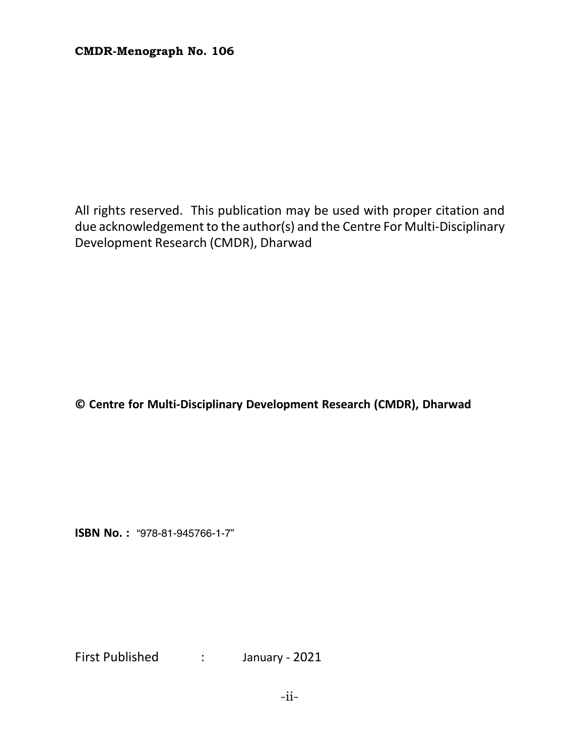**CMDR-Menograph No. 106**

All rights reserved. This publication may be used with proper citation and due acknowledgement to the author(s) and the Centre For Multi-Disciplinary Development Research (CMDR), Dharwad

**© Centre for Multi-Disciplinary Development Research (CMDR), Dharwad**

**ISBN No. :** "978-81-945766-1-7"

First Published : January - 2021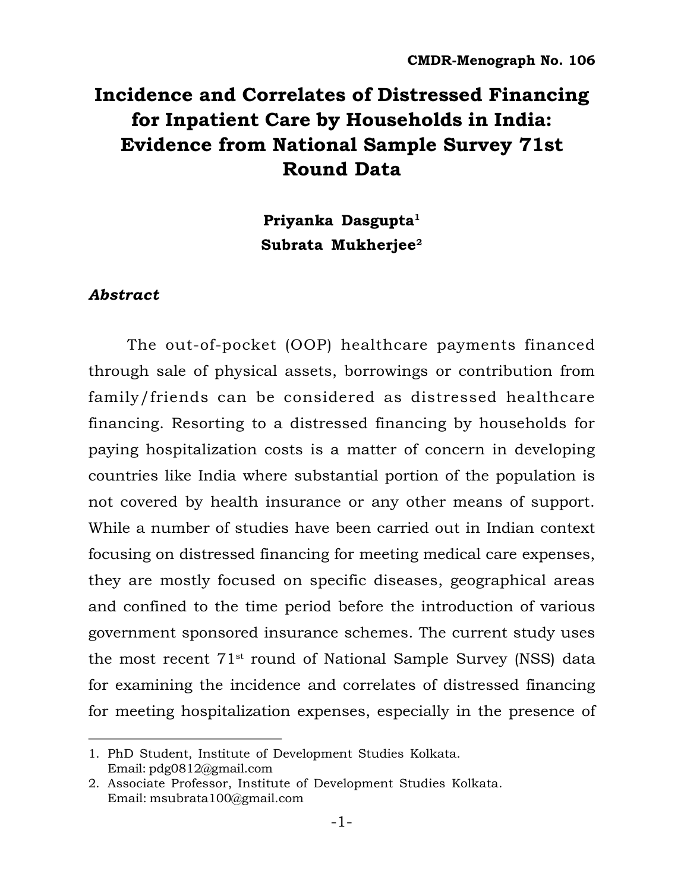**CMDR-Menograph No. 106**

# Incidence and Correlates of Distressed Financing for Inpatient Care by Households in India: Evidence from National Sample Survey 71st Round Data

**Priyanka Dasgupta**[1]
**Subrata Mukherjee**[2]

### *Abstract*

The out-of-pocket (OOP) healthcare payments financed through sale of physical assets, borrowings or contribution from family/friends can be considered as distressed healthcare financing. Resorting to a distressed financing by households for paying hospitalization costs is a matter of concern in developing countries like India where substantial portion of the population is not covered by health insurance or any other means of support. While a number of studies have been carried out in Indian context focusing on distressed financing for meeting medical care expenses, they are mostly focused on specific diseases, geographical areas and confined to the time period before the introduction of various government sponsored insurance schemes. The current study uses the most recent 71st round of National Sample Survey (NSS) data for examining the incidence and correlates of distressed financing for meeting hospitalization expenses, especially in the presence of

---

1. PhD Student, Institute of Development Studies Kolkata. Email: pdg0812@gmail.com
2. Associate Professor, Institute of Development Studies Kolkata. Email: msubrata100@gmail.com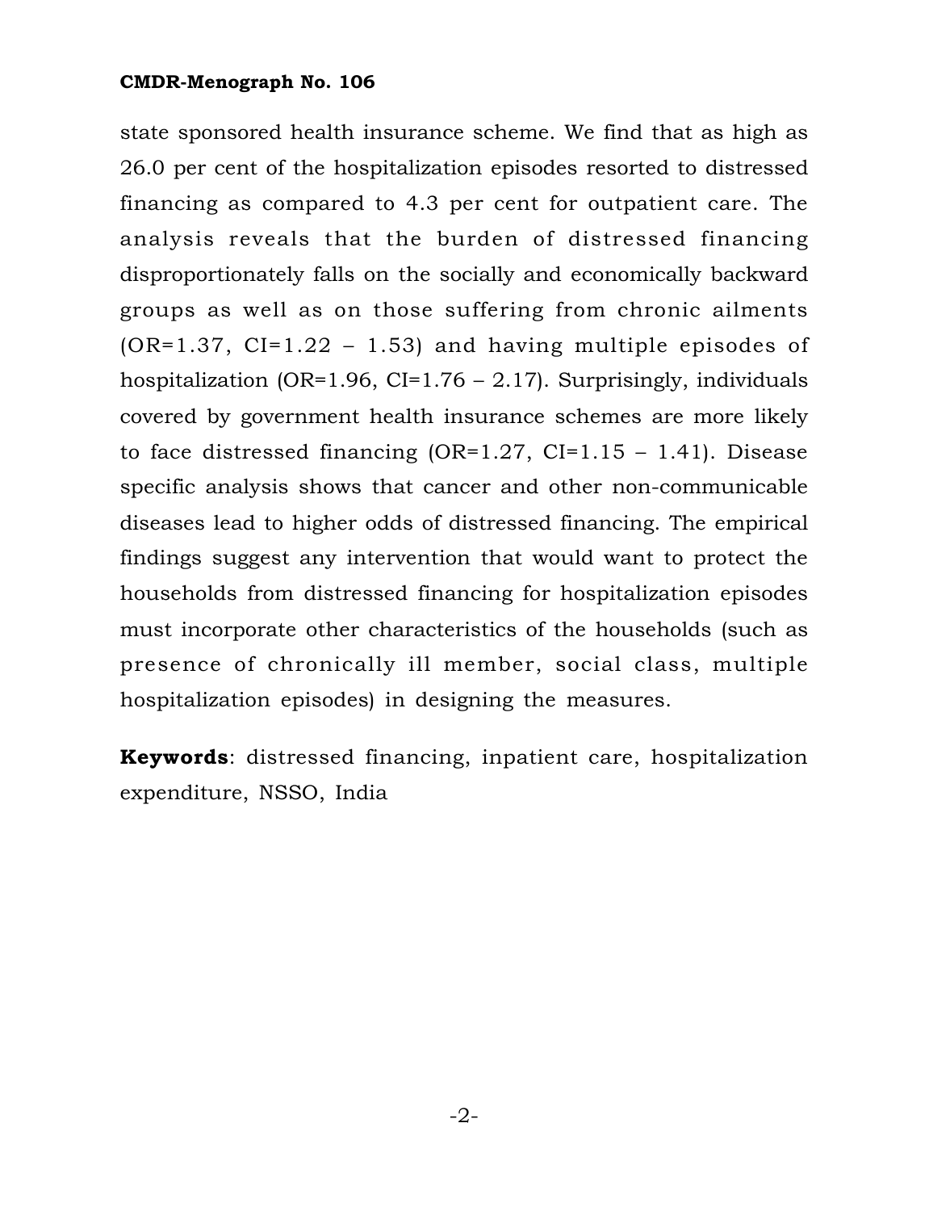state sponsored health insurance scheme. We find that as high as 26.0 per cent of the hospitalization episodes resorted to distressed financing as compared to 4.3 per cent for outpatient care. The analysis reveals that the burden of distressed financing disproportionately falls on the socially and economically backward groups as well as on those suffering from chronic ailments (OR=1.37, CI=1.22 – 1.53) and having multiple episodes of hospitalization (OR=1.96, CI=1.76 – 2.17). Surprisingly, individuals covered by government health insurance schemes are more likely to face distressed financing (OR=1.27, CI=1.15 – 1.41). Disease specific analysis shows that cancer and other non-communicable diseases lead to higher odds of distressed financing. The empirical findings suggest any intervention that would want to protect the households from distressed financing for hospitalization episodes must incorporate other characteristics of the households (such as presence of chronically ill member, social class, multiple hospitalization episodes) in designing the measures.

**Keywords**: distressed financing, inpatient care, hospitalization expenditure, NSSO, India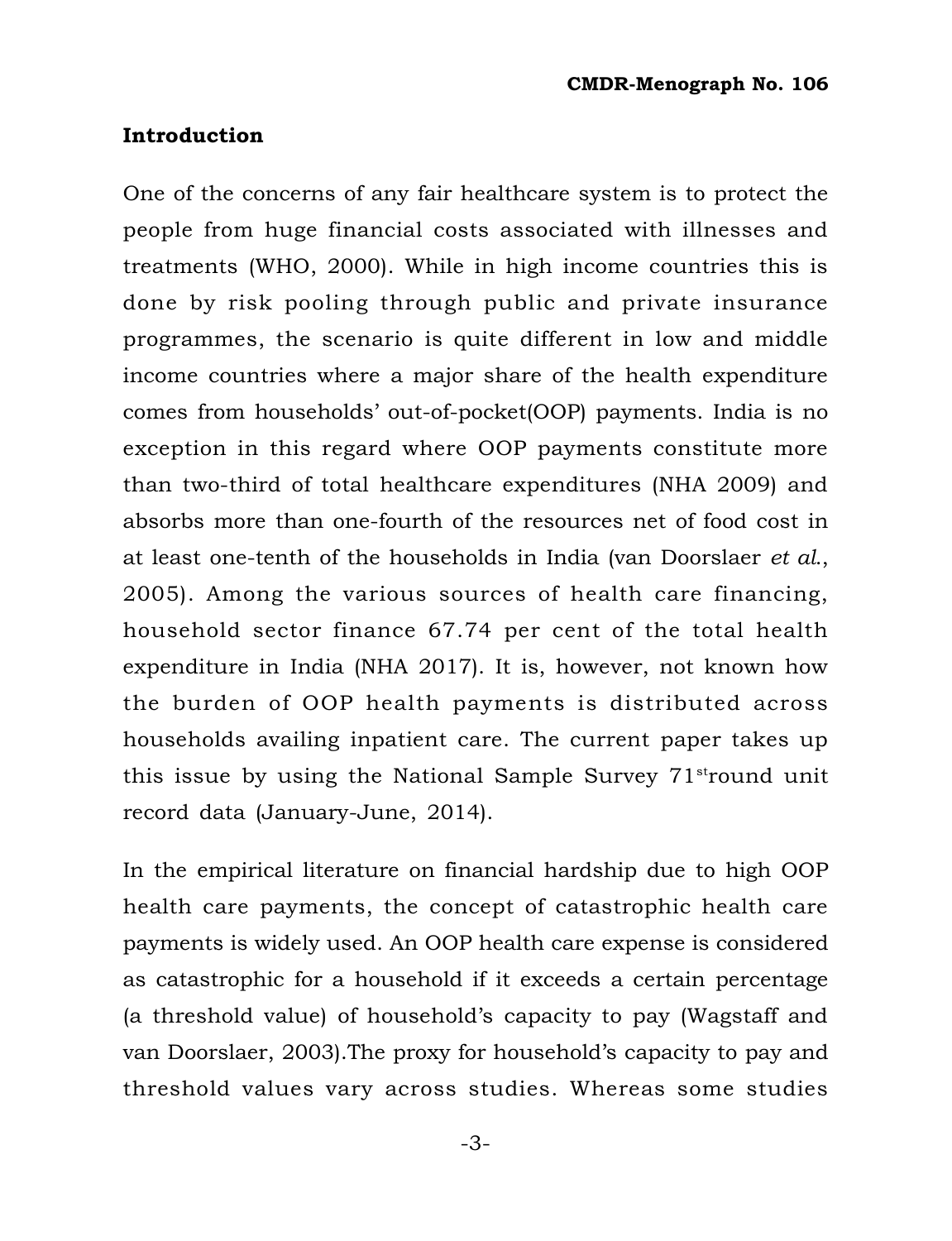## Introduction

One of the concerns of any fair healthcare system is to protect the people from huge financial costs associated with illnesses and treatments (WHO, 2000). While in high income countries this is done by risk pooling through public and private insurance programmes, the scenario is quite different in low and middle income countries where a major share of the health expenditure comes from households' out-of-pocket(OOP) payments. India is no exception in this regard where OOP payments constitute more than two-third of total healthcare expenditures (NHA 2009) and absorbs more than one-fourth of the resources net of food cost in at least one-tenth of the households in India (van Doorslaer *et al.*, 2005). Among the various sources of health care financing, household sector finance 67.74 per cent of the total health expenditure in India (NHA 2017). It is, however, not known how the burden of OOP health payments is distributed across households availing inpatient care. The current paper takes up this issue by using the National Sample Survey 71[st]round unit record data (January-June, 2014).

In the empirical literature on financial hardship due to high OOP health care payments, the concept of catastrophic health care payments is widely used. An OOP health care expense is considered as catastrophic for a household if it exceeds a certain percentage (a threshold value) of household's capacity to pay (Wagstaff and van Doorslaer, 2003).The proxy for household's capacity to pay and threshold values vary across studies. Whereas some studies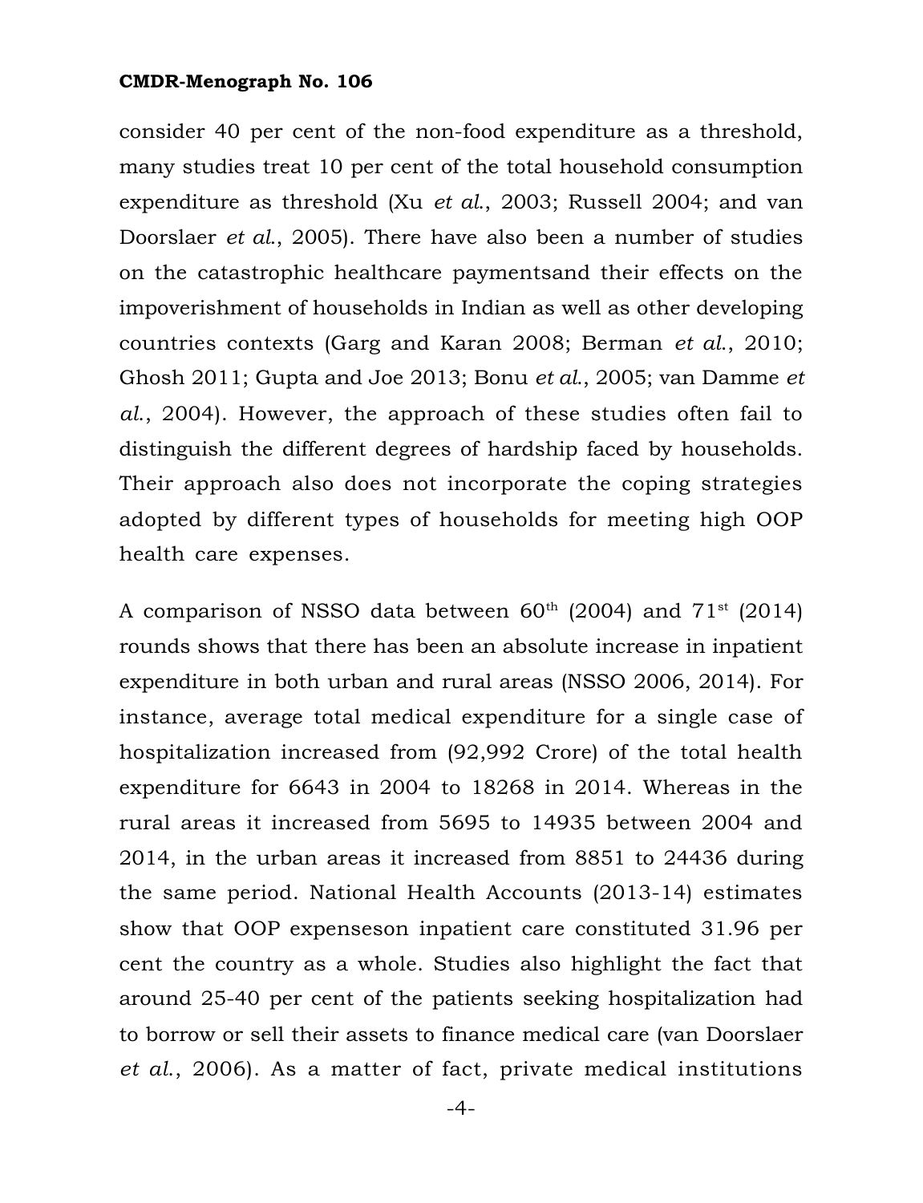consider 40 per cent of the non-food expenditure as a threshold, many studies treat 10 per cent of the total household consumption expenditure as threshold (Xu *et al.*, 2003; Russell 2004; and van Doorslaer *et al.*, 2005). There have also been a number of studies on the catastrophic healthcare paymentsand their effects on the impoverishment of households in Indian as well as other developing countries contexts (Garg and Karan 2008; Berman *et al.*, 2010; Ghosh 2011; Gupta and Joe 2013; Bonu *et al.*, 2005; van Damme *et al.*, 2004). However, the approach of these studies often fail to distinguish the different degrees of hardship faced by households. Their approach also does not incorporate the coping strategies adopted by different types of households for meeting high OOP health care expenses.

A comparison of NSSO data between 60th (2004) and 71st (2014) rounds shows that there has been an absolute increase in inpatient expenditure in both urban and rural areas (NSSO 2006, 2014). For instance, average total medical expenditure for a single case of hospitalization increased from (92,992 Crore) of the total health expenditure for 6643 in 2004 to 18268 in 2014. Whereas in the rural areas it increased from 5695 to 14935 between 2004 and 2014, in the urban areas it increased from 8851 to 24436 during the same period. National Health Accounts (2013-14) estimates show that OOP expenseson inpatient care constituted 31.96 per cent the country as a whole. Studies also highlight the fact that around 25-40 per cent of the patients seeking hospitalization had to borrow or sell their assets to finance medical care (van Doorslaer *et al.*, 2006). As a matter of fact, private medical institutions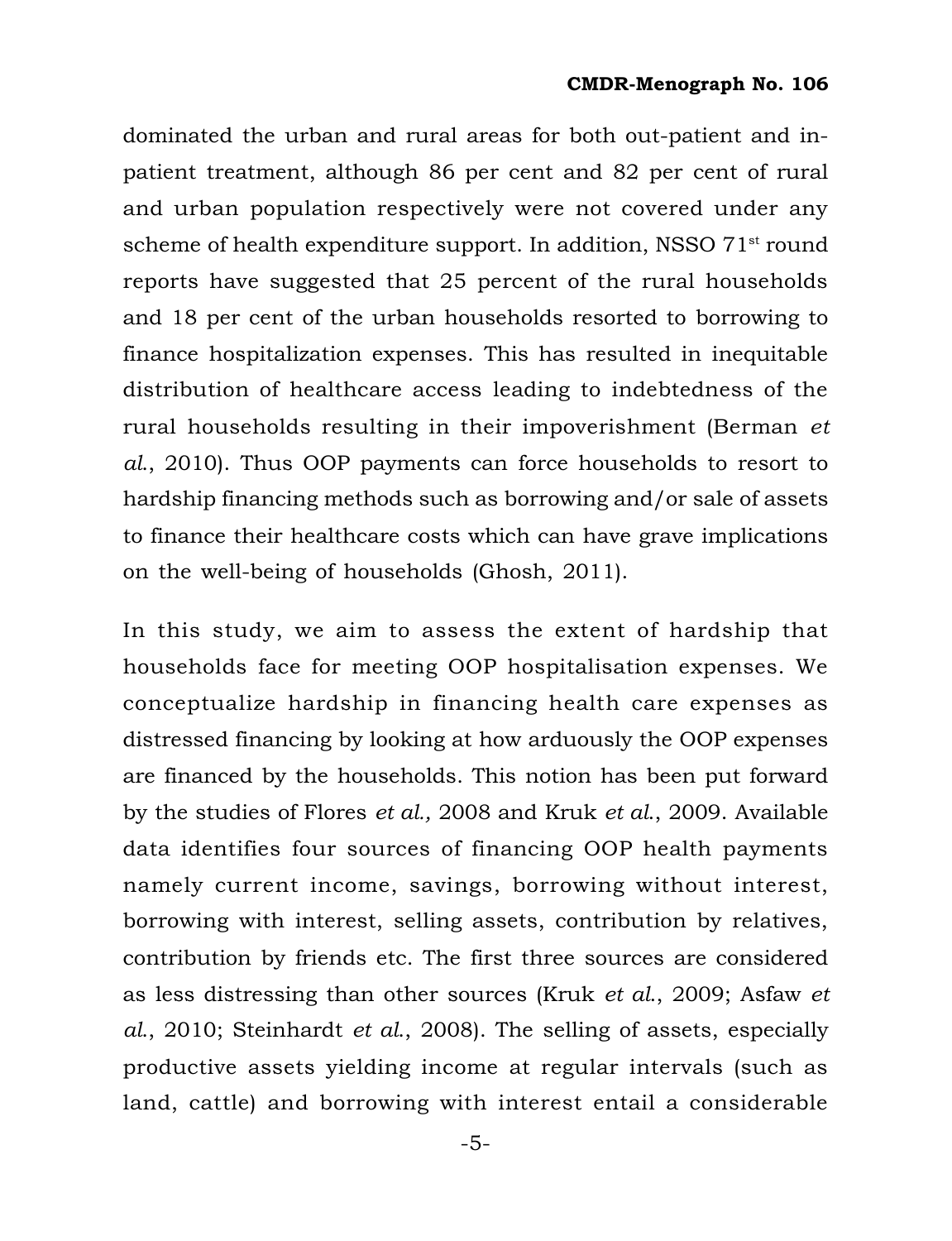dominated the urban and rural areas for both out-patient and in-patient treatment, although 86 per cent and 82 per cent of rural and urban population respectively were not covered under any scheme of health expenditure support. In addition, NSSO 71st round reports have suggested that 25 percent of the rural households and 18 per cent of the urban households resorted to borrowing to finance hospitalization expenses. This has resulted in inequitable distribution of healthcare access leading to indebtedness of the rural households resulting in their impoverishment (Berman *et al*., 2010). Thus OOP payments can force households to resort to hardship financing methods such as borrowing and/or sale of assets to finance their healthcare costs which can have grave implications on the well-being of households (Ghosh, 2011).

In this study, we aim to assess the extent of hardship that households face for meeting OOP hospitalisation expenses. We conceptualize hardship in financing health care expenses as distressed financing by looking at how arduously the OOP expenses are financed by the households. This notion has been put forward by the studies of Flores *et al.,* 2008 and Kruk *et al*., 2009. Available data identifies four sources of financing OOP health payments namely current income, savings, borrowing without interest, borrowing with interest, selling assets, contribution by relatives, contribution by friends etc. The first three sources are considered as less distressing than other sources (Kruk *et al*., 2009; Asfaw *et al*., 2010; Steinhardt *et al*., 2008). The selling of assets, especially productive assets yielding income at regular intervals (such as land, cattle) and borrowing with interest entail a considerable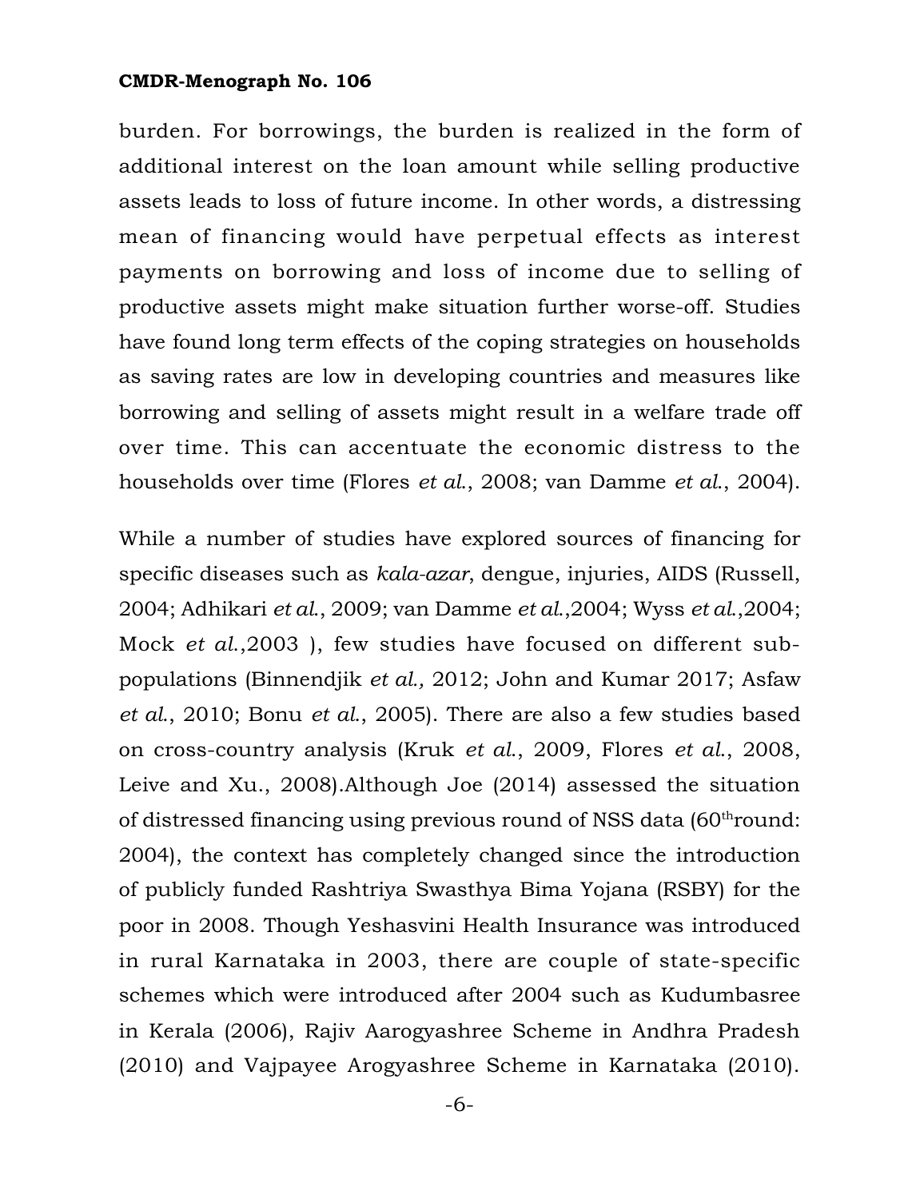burden. For borrowings, the burden is realized in the form of additional interest on the loan amount while selling productive assets leads to loss of future income. In other words, a distressing mean of financing would have perpetual effects as interest payments on borrowing and loss of income due to selling of productive assets might make situation further worse-off. Studies have found long term effects of the coping strategies on households as saving rates are low in developing countries and measures like borrowing and selling of assets might result in a welfare trade off over time. This can accentuate the economic distress to the households over time (Flores *et al.*, 2008; van Damme *et al.*, 2004).

While a number of studies have explored sources of financing for specific diseases such as *kala-azar*, dengue, injuries, AIDS (Russell, 2004; Adhikari *et al.*, 2009; van Damme *et al.*,2004; Wyss *et al.*,2004; Mock *et al.*,2003 ), few studies have focused on different sub-populations (Binnendjik *et al.,* 2012; John and Kumar 2017; Asfaw *et al.*, 2010; Bonu *et al.*, 2005). There are also a few studies based on cross-country analysis (Kruk *et al.*, 2009, Flores *et al.*, 2008, Leive and Xu., 2008).Although Joe (2014) assessed the situation of distressed financing using previous round of NSS data (60thround: 2004), the context has completely changed since the introduction of publicly funded Rashtriya Swasthya Bima Yojana (RSBY) for the poor in 2008. Though Yeshasvini Health Insurance was introduced in rural Karnataka in 2003, there are couple of state-specific schemes which were introduced after 2004 such as Kudumbasree in Kerala (2006), Rajiv Aarogyashree Scheme in Andhra Pradesh (2010) and Vajpayee Arogyashree Scheme in Karnataka (2010).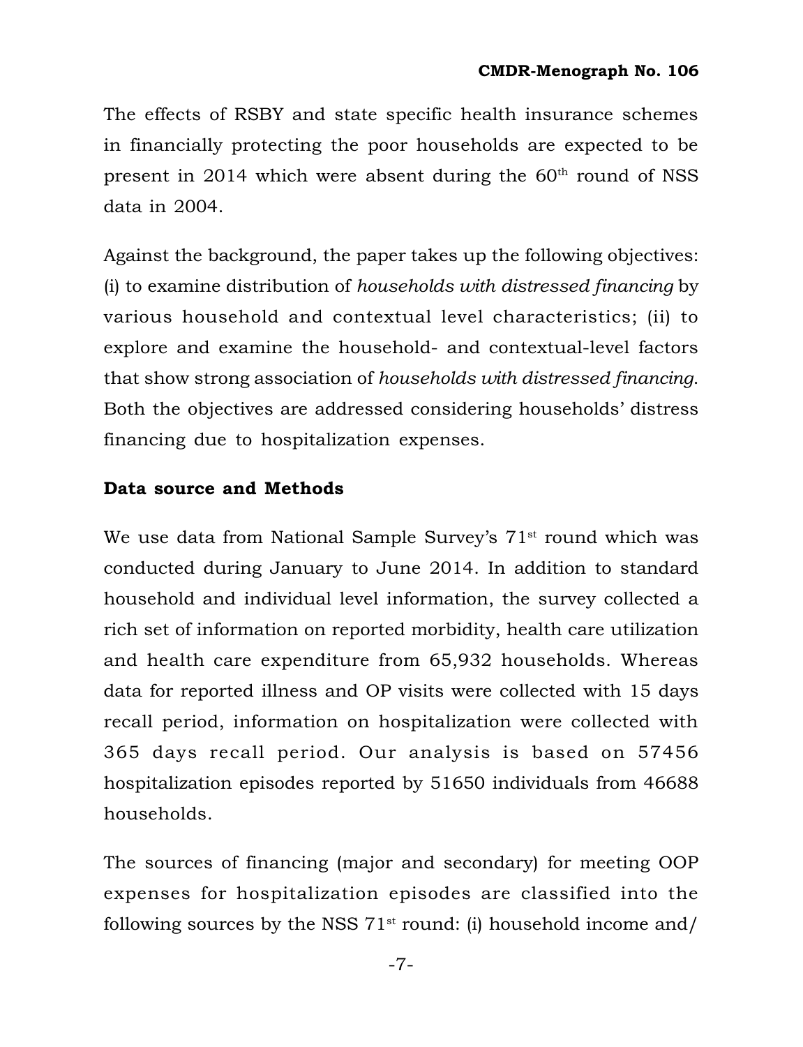The effects of RSBY and state specific health insurance schemes in financially protecting the poor households are expected to be present in 2014 which were absent during the 60th round of NSS data in 2004.

Against the background, the paper takes up the following objectives: (i) to examine distribution of *households with distressed financing* by various household and contextual level characteristics; (ii) to explore and examine the household- and contextual-level factors that show strong association of *households with distressed financing*. Both the objectives are addressed considering households' distress financing due to hospitalization expenses.

## Data source and Methods

We use data from National Sample Survey's 71st round which was conducted during January to June 2014. In addition to standard household and individual level information, the survey collected a rich set of information on reported morbidity, health care utilization and health care expenditure from 65,932 households. Whereas data for reported illness and OP visits were collected with 15 days recall period, information on hospitalization were collected with 365 days recall period. Our analysis is based on 57456 hospitalization episodes reported by 51650 individuals from 46688 households.

The sources of financing (major and secondary) for meeting OOP expenses for hospitalization episodes are classified into the following sources by the NSS 71st round: (i) household income and/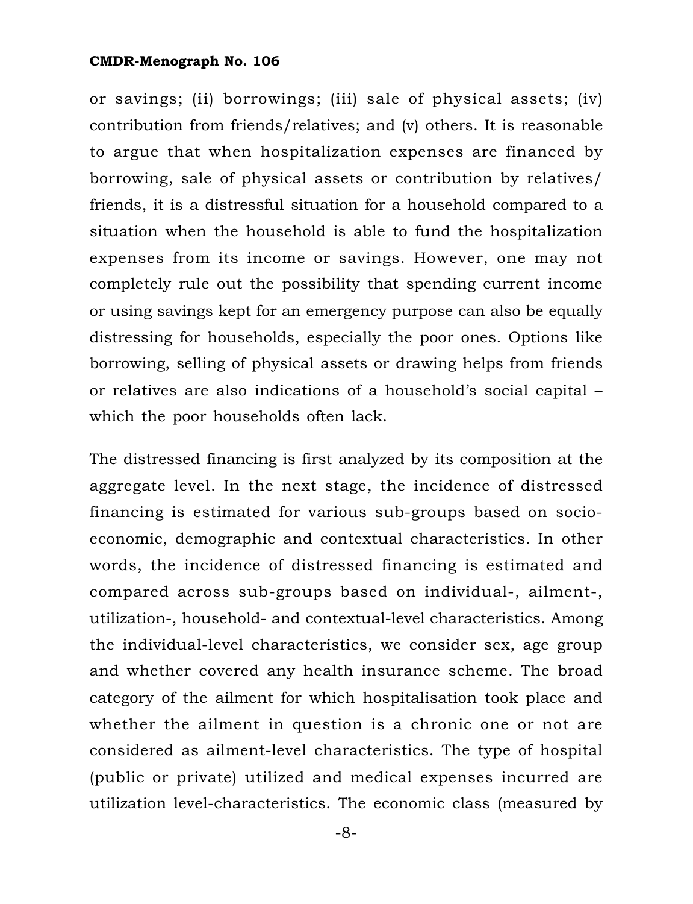or savings; (ii) borrowings; (iii) sale of physical assets; (iv) contribution from friends/relatives; and (v) others. It is reasonable to argue that when hospitalization expenses are financed by borrowing, sale of physical assets or contribution by relatives/ friends, it is a distressful situation for a household compared to a situation when the household is able to fund the hospitalization expenses from its income or savings. However, one may not completely rule out the possibility that spending current income or using savings kept for an emergency purpose can also be equally distressing for households, especially the poor ones. Options like borrowing, selling of physical assets or drawing helps from friends or relatives are also indications of a household's social capital – which the poor households often lack.

The distressed financing is first analyzed by its composition at the aggregate level. In the next stage, the incidence of distressed financing is estimated for various sub-groups based on socio-economic, demographic and contextual characteristics. In other words, the incidence of distressed financing is estimated and compared across sub-groups based on individual-, ailment-, utilization-, household- and contextual-level characteristics. Among the individual-level characteristics, we consider sex, age group and whether covered any health insurance scheme. The broad category of the ailment for which hospitalisation took place and whether the ailment in question is a chronic one or not are considered as ailment-level characteristics. The type of hospital (public or private) utilized and medical expenses incurred are utilization level-characteristics. The economic class (measured by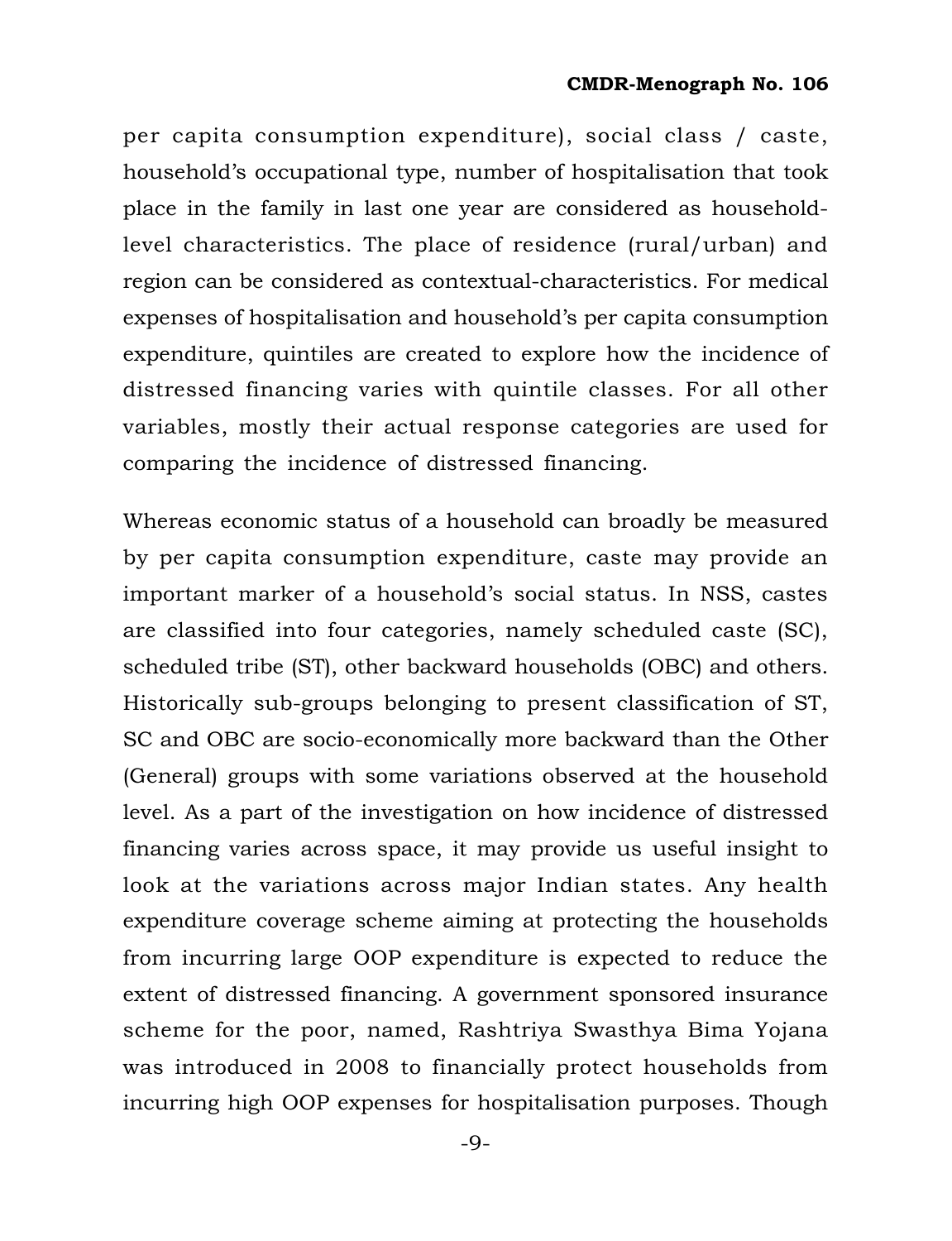per capita consumption expenditure), social class / caste, household's occupational type, number of hospitalisation that took place in the family in last one year are considered as household-level characteristics. The place of residence (rural/urban) and region can be considered as contextual-characteristics. For medical expenses of hospitalisation and household's per capita consumption expenditure, quintiles are created to explore how the incidence of distressed financing varies with quintile classes. For all other variables, mostly their actual response categories are used for comparing the incidence of distressed financing.

Whereas economic status of a household can broadly be measured by per capita consumption expenditure, caste may provide an important marker of a household's social status. In NSS, castes are classified into four categories, namely scheduled caste (SC), scheduled tribe (ST), other backward households (OBC) and others. Historically sub-groups belonging to present classification of ST, SC and OBC are socio-economically more backward than the Other (General) groups with some variations observed at the household level. As a part of the investigation on how incidence of distressed financing varies across space, it may provide us useful insight to look at the variations across major Indian states. Any health expenditure coverage scheme aiming at protecting the households from incurring large OOP expenditure is expected to reduce the extent of distressed financing. A government sponsored insurance scheme for the poor, named, Rashtriya Swasthya Bima Yojana was introduced in 2008 to financially protect households from incurring high OOP expenses for hospitalisation purposes. Though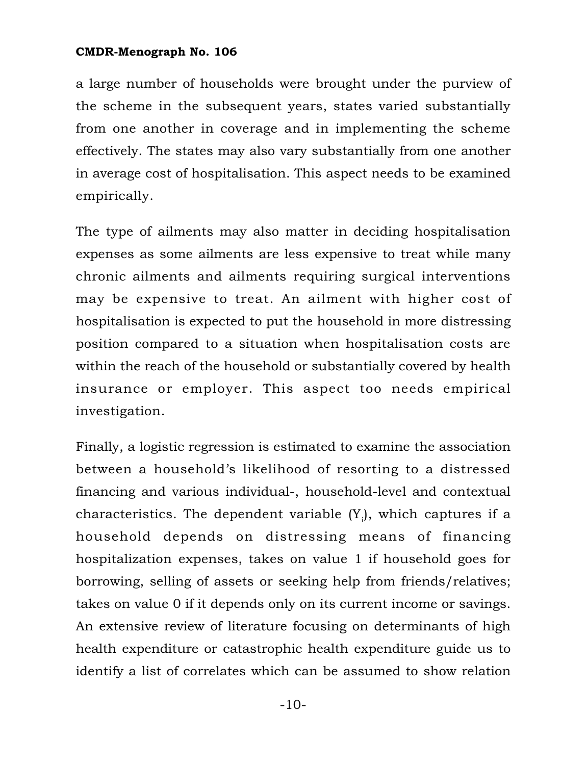a large number of households were brought under the purview of the scheme in the subsequent years, states varied substantially from one another in coverage and in implementing the scheme effectively. The states may also vary substantially from one another in average cost of hospitalisation. This aspect needs to be examined empirically.

The type of ailments may also matter in deciding hospitalisation expenses as some ailments are less expensive to treat while many chronic ailments and ailments requiring surgical interventions may be expensive to treat. An ailment with higher cost of hospitalisation is expected to put the household in more distressing position compared to a situation when hospitalisation costs are within the reach of the household or substantially covered by health insurance or employer. This aspect too needs empirical investigation.

Finally, a logistic regression is estimated to examine the association between a household's likelihood of resorting to a distressed financing and various individual-, household-level and contextual characteristics. The dependent variable ($Y_i$), which captures if a household depends on distressing means of financing hospitalization expenses, takes on value 1 if household goes for borrowing, selling of assets or seeking help from friends/relatives; takes on value 0 if it depends only on its current income or savings. An extensive review of literature focusing on determinants of high health expenditure or catastrophic health expenditure guide us to identify a list of correlates which can be assumed to show relation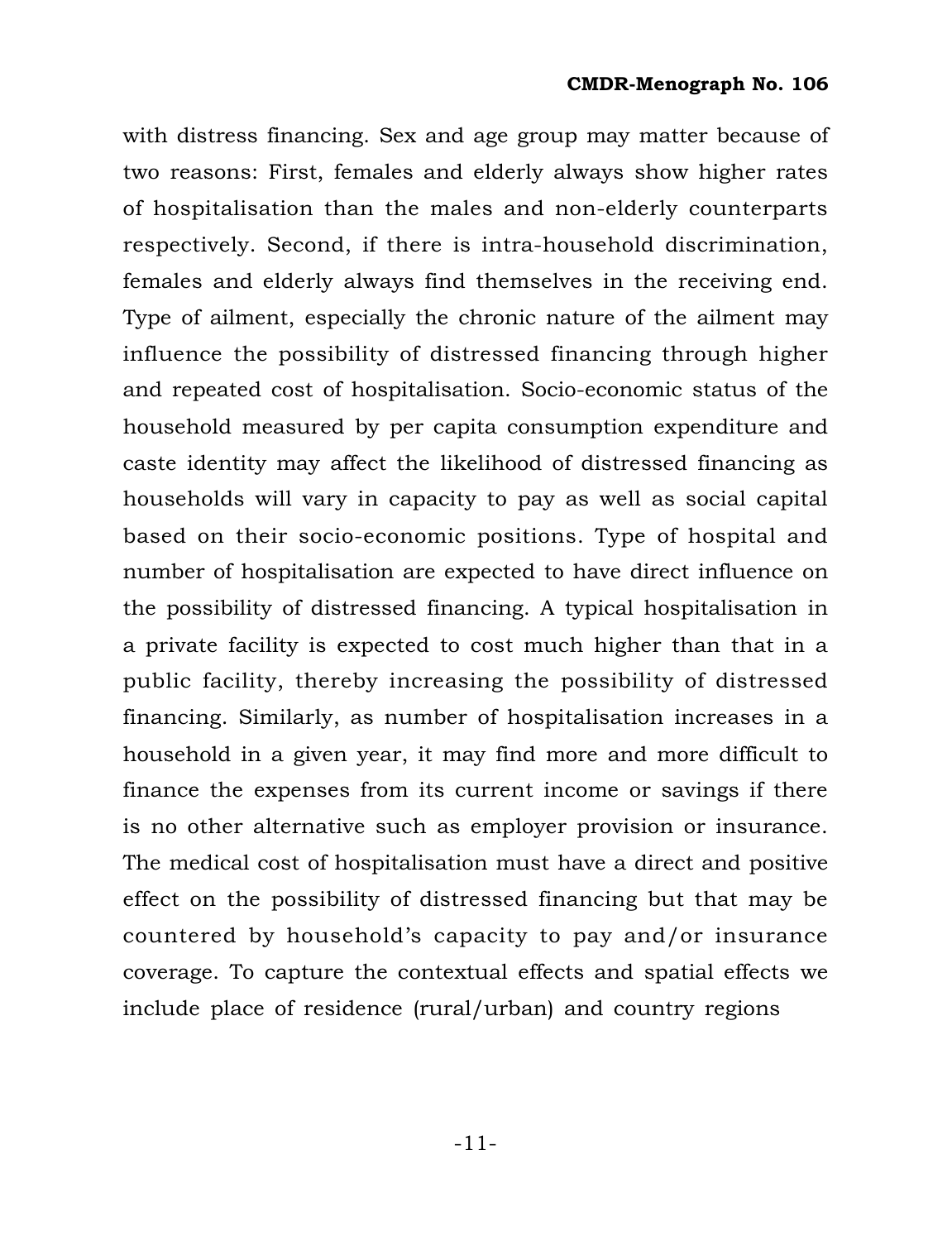with distress financing. Sex and age group may matter because of two reasons: First, females and elderly always show higher rates of hospitalisation than the males and non-elderly counterparts respectively. Second, if there is intra-household discrimination, females and elderly always find themselves in the receiving end. Type of ailment, especially the chronic nature of the ailment may influence the possibility of distressed financing through higher and repeated cost of hospitalisation. Socio-economic status of the household measured by per capita consumption expenditure and caste identity may affect the likelihood of distressed financing as households will vary in capacity to pay as well as social capital based on their socio-economic positions. Type of hospital and number of hospitalisation are expected to have direct influence on the possibility of distressed financing. A typical hospitalisation in a private facility is expected to cost much higher than that in a public facility, thereby increasing the possibility of distressed financing. Similarly, as number of hospitalisation increases in a household in a given year, it may find more and more difficult to finance the expenses from its current income or savings if there is no other alternative such as employer provision or insurance. The medical cost of hospitalisation must have a direct and positive effect on the possibility of distressed financing but that may be countered by household's capacity to pay and/or insurance coverage. To capture the contextual effects and spatial effects we include place of residence (rural/urban) and country regions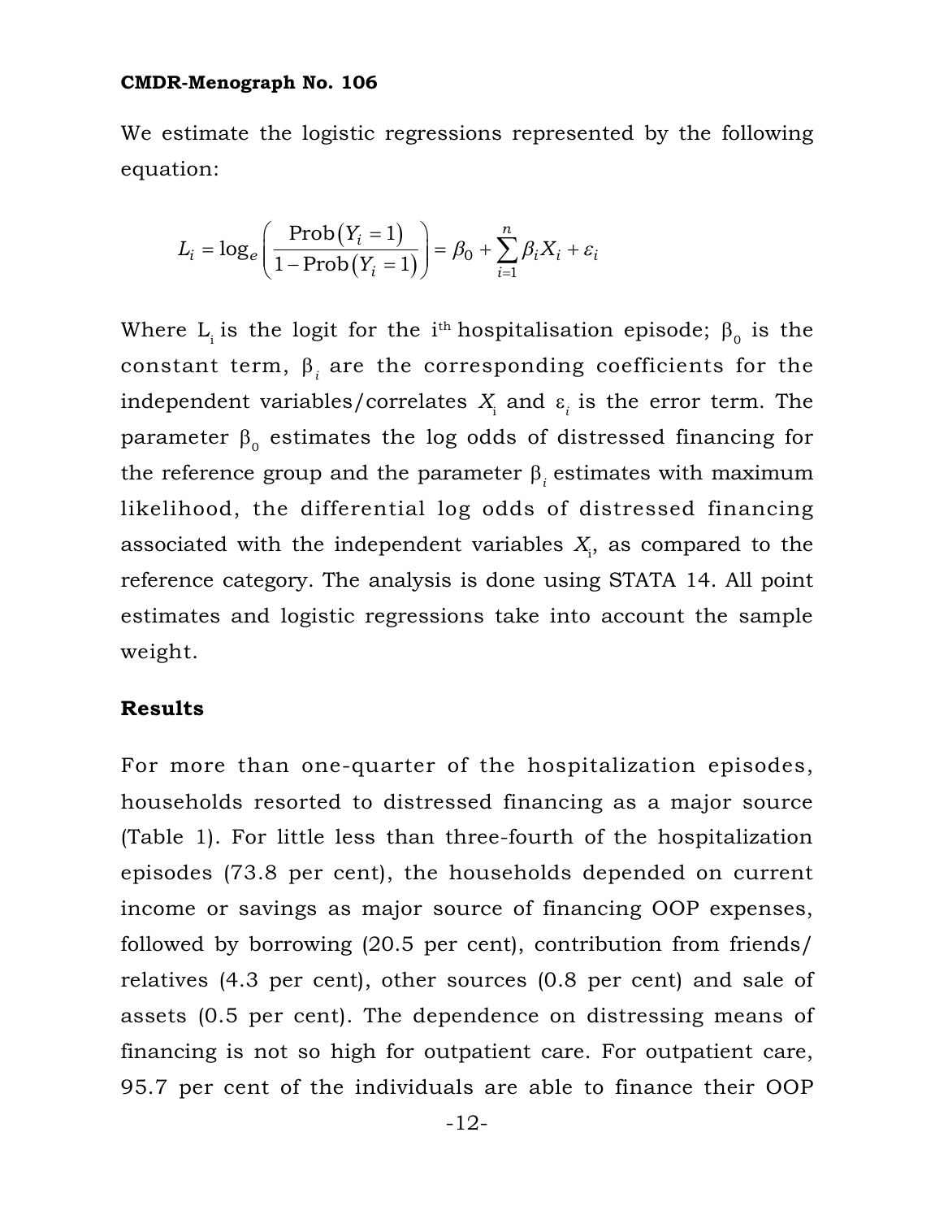We estimate the logistic regressions represented by the following equation:

$$L_i = \log_e \left( \frac{\text{Prob}(Y_i = 1)}{1 - \text{Prob}(Y_i = 1)} \right) = \beta_0 + \sum_{i=1}^{n} \beta_i X_i + \varepsilon_i$$

Where $L_i$ is the logit for the $i^{th}$ hospitalisation episode; $\beta_0$ is the constant term, $\beta_i$ are the corresponding coefficients for the independent variables/correlates $X_i$ and $\varepsilon_i$ is the error term. The parameter $\beta_0$ estimates the log odds of distressed financing for the reference group and the parameter $\beta_i$ estimates with maximum likelihood, the differential log odds of distressed financing associated with the independent variables $X_i$, as compared to the reference category. The analysis is done using STATA 14. All point estimates and logistic regressions take into account the sample weight.

## Results

For more than one-quarter of the hospitalization episodes, households resorted to distressed financing as a major source (Table 1). For little less than three-fourth of the hospitalization episodes (73.8 per cent), the households depended on current income or savings as major source of financing OOP expenses, followed by borrowing (20.5 per cent), contribution from friends/ relatives (4.3 per cent), other sources (0.8 per cent) and sale of assets (0.5 per cent). The dependence on distressing means of financing is not so high for outpatient care. For outpatient care, 95.7 per cent of the individuals are able to finance their OOP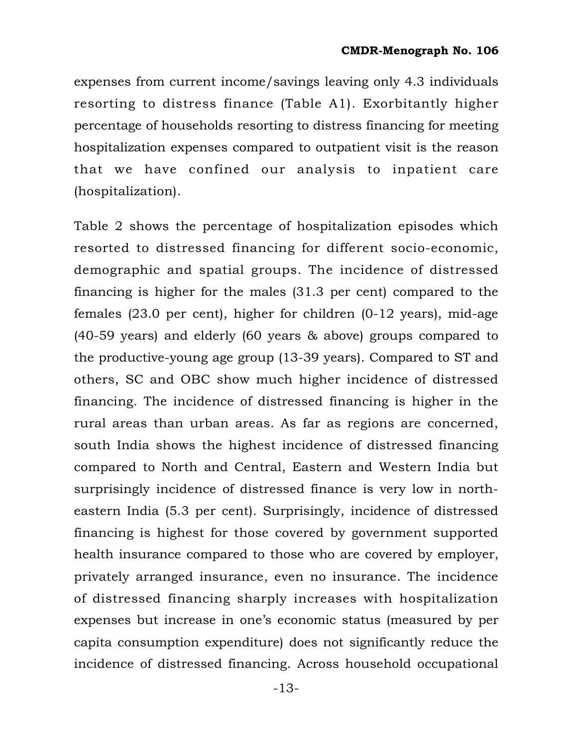expenses from current income/savings leaving only 4.3 individuals resorting to distress finance (Table A1). Exorbitantly higher percentage of households resorting to distress financing for meeting hospitalization expenses compared to outpatient visit is the reason that we have confined our analysis to inpatient care (hospitalization).

Table 2 shows the percentage of hospitalization episodes which resorted to distressed financing for different socio-economic, demographic and spatial groups. The incidence of distressed financing is higher for the males (31.3 per cent) compared to the females (23.0 per cent), higher for children (0-12 years), mid-age (40-59 years) and elderly (60 years & above) groups compared to the productive-young age group (13-39 years). Compared to ST and others, SC and OBC show much higher incidence of distressed financing. The incidence of distressed financing is higher in the rural areas than urban areas. As far as regions are concerned, south India shows the highest incidence of distressed financing compared to North and Central, Eastern and Western India but surprisingly incidence of distressed finance is very low in north-eastern India (5.3 per cent). Surprisingly, incidence of distressed financing is highest for those covered by government supported health insurance compared to those who are covered by employer, privately arranged insurance, even no insurance. The incidence of distressed financing sharply increases with hospitalization expenses but increase in one's economic status (measured by per capita consumption expenditure) does not significantly reduce the incidence of distressed financing. Across household occupational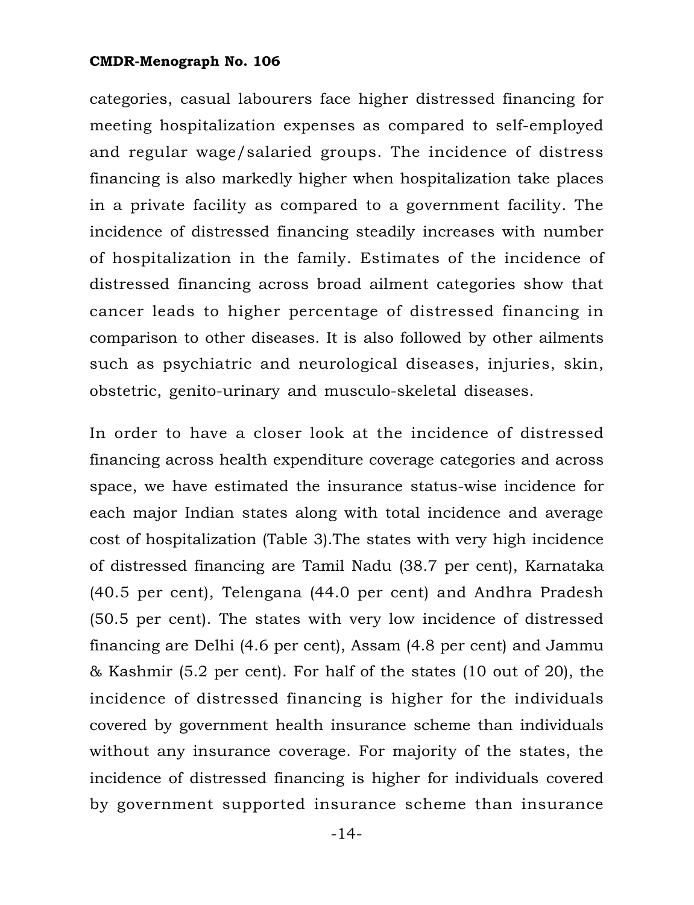categories, casual labourers face higher distressed financing for meeting hospitalization expenses as compared to self-employed and regular wage/salaried groups. The incidence of distress financing is also markedly higher when hospitalization take places in a private facility as compared to a government facility. The incidence of distressed financing steadily increases with number of hospitalization in the family. Estimates of the incidence of distressed financing across broad ailment categories show that cancer leads to higher percentage of distressed financing in comparison to other diseases. It is also followed by other ailments such as psychiatric and neurological diseases, injuries, skin, obstetric, genito-urinary and musculo-skeletal diseases.

In order to have a closer look at the incidence of distressed financing across health expenditure coverage categories and across space, we have estimated the insurance status-wise incidence for each major Indian states along with total incidence and average cost of hospitalization (Table 3).The states with very high incidence of distressed financing are Tamil Nadu (38.7 per cent), Karnataka (40.5 per cent), Telengana (44.0 per cent) and Andhra Pradesh (50.5 per cent). The states with very low incidence of distressed financing are Delhi (4.6 per cent), Assam (4.8 per cent) and Jammu & Kashmir (5.2 per cent). For half of the states (10 out of 20), the incidence of distressed financing is higher for the individuals covered by government health insurance scheme than individuals without any insurance coverage. For majority of the states, the incidence of distressed financing is higher for individuals covered by government supported insurance scheme than insurance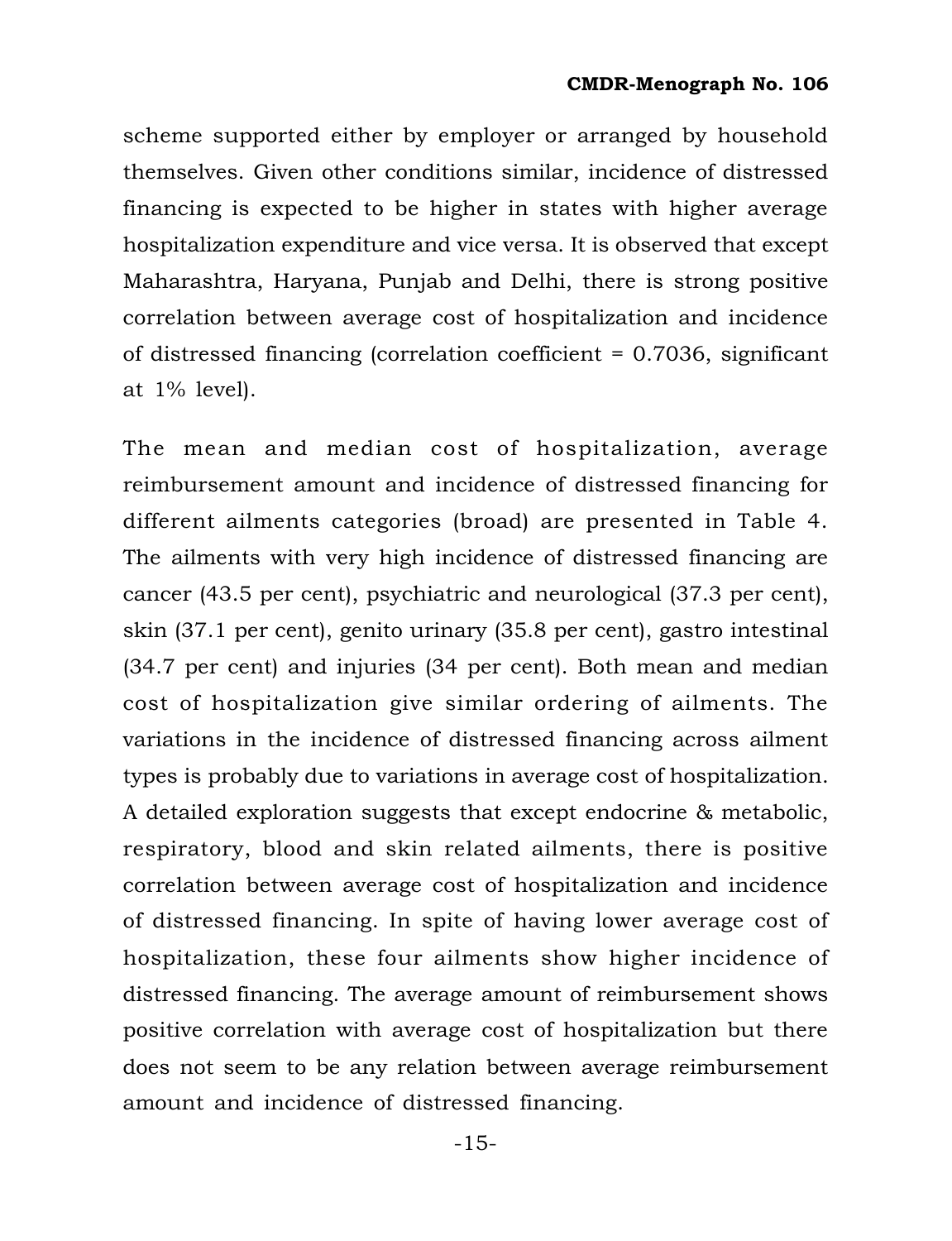scheme supported either by employer or arranged by household themselves. Given other conditions similar, incidence of distressed financing is expected to be higher in states with higher average hospitalization expenditure and vice versa. It is observed that except Maharashtra, Haryana, Punjab and Delhi, there is strong positive correlation between average cost of hospitalization and incidence of distressed financing (correlation coefficient = 0.7036, significant at 1% level).

The mean and median cost of hospitalization, average reimbursement amount and incidence of distressed financing for different ailments categories (broad) are presented in Table 4. The ailments with very high incidence of distressed financing are cancer (43.5 per cent), psychiatric and neurological (37.3 per cent), skin (37.1 per cent), genito urinary (35.8 per cent), gastro intestinal (34.7 per cent) and injuries (34 per cent). Both mean and median cost of hospitalization give similar ordering of ailments. The variations in the incidence of distressed financing across ailment types is probably due to variations in average cost of hospitalization. A detailed exploration suggests that except endocrine & metabolic, respiratory, blood and skin related ailments, there is positive correlation between average cost of hospitalization and incidence of distressed financing. In spite of having lower average cost of hospitalization, these four ailments show higher incidence of distressed financing. The average amount of reimbursement shows positive correlation with average cost of hospitalization but there does not seem to be any relation between average reimbursement amount and incidence of distressed financing.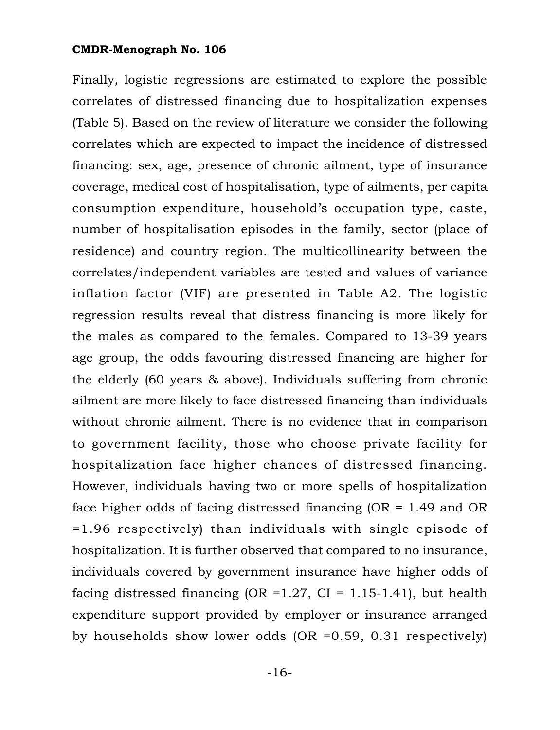Finally, logistic regressions are estimated to explore the possible correlates of distressed financing due to hospitalization expenses (Table 5). Based on the review of literature we consider the following correlates which are expected to impact the incidence of distressed financing: sex, age, presence of chronic ailment, type of insurance coverage, medical cost of hospitalisation, type of ailments, per capita consumption expenditure, household's occupation type, caste, number of hospitalisation episodes in the family, sector (place of residence) and country region. The multicollinearity between the correlates/independent variables are tested and values of variance inflation factor (VIF) are presented in Table A2. The logistic regression results reveal that distress financing is more likely for the males as compared to the females. Compared to 13-39 years age group, the odds favouring distressed financing are higher for the elderly (60 years & above). Individuals suffering from chronic ailment are more likely to face distressed financing than individuals without chronic ailment. There is no evidence that in comparison to government facility, those who choose private facility for hospitalization face higher chances of distressed financing. However, individuals having two or more spells of hospitalization face higher odds of facing distressed financing (OR = 1.49 and OR =1.96 respectively) than individuals with single episode of hospitalization. It is further observed that compared to no insurance, individuals covered by government insurance have higher odds of facing distressed financing (OR =1.27, CI = 1.15-1.41), but health expenditure support provided by employer or insurance arranged by households show lower odds (OR =0.59, 0.31 respectively)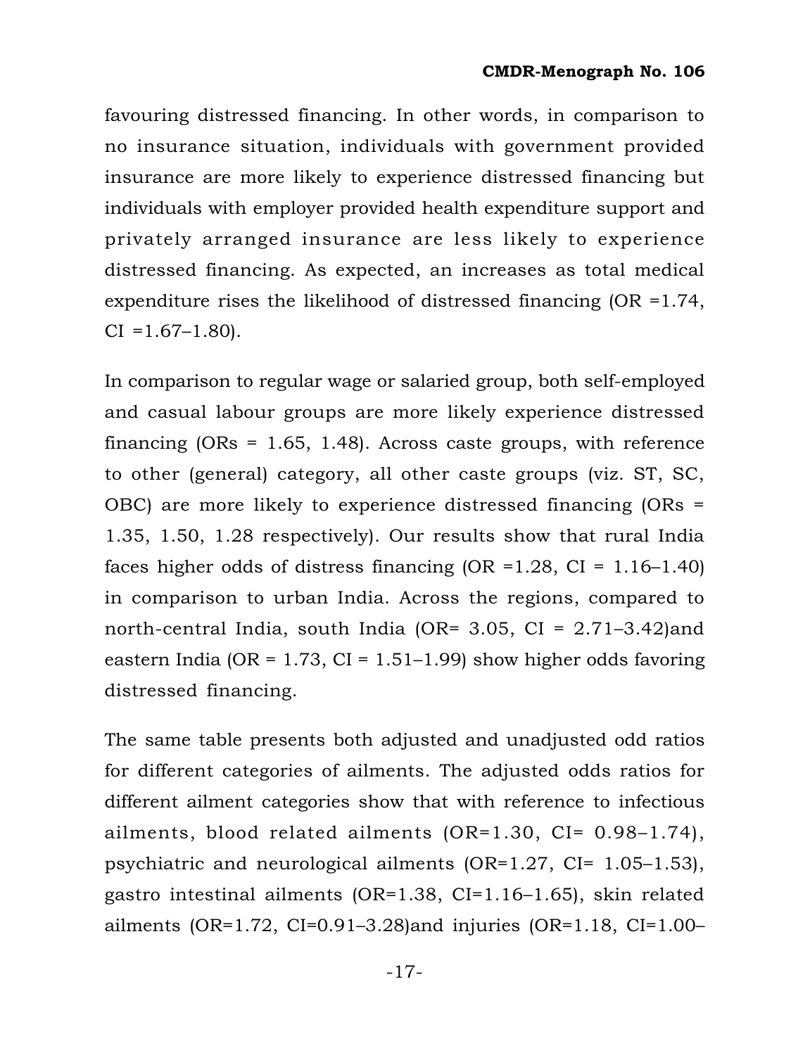favouring distressed financing. In other words, in comparison to no insurance situation, individuals with government provided insurance are more likely to experience distressed financing but individuals with employer provided health expenditure support and privately arranged insurance are less likely to experience distressed financing. As expected, an increases as total medical expenditure rises the likelihood of distressed financing (OR =1.74, CI =1.67–1.80).

In comparison to regular wage or salaried group, both self-employed and casual labour groups are more likely experience distressed financing (ORs = 1.65, 1.48). Across caste groups, with reference to other (general) category, all other caste groups (viz. ST, SC, OBC) are more likely to experience distressed financing (ORs = 1.35, 1.50, 1.28 respectively). Our results show that rural India faces higher odds of distress financing (OR =1.28, CI = 1.16–1.40) in comparison to urban India. Across the regions, compared to north-central India, south India (OR= 3.05, CI = 2.71–3.42)and eastern India (OR = 1.73, CI = 1.51–1.99) show higher odds favoring distressed financing.

The same table presents both adjusted and unadjusted odd ratios for different categories of ailments. The adjusted odds ratios for different ailment categories show that with reference to infectious ailments, blood related ailments (OR=1.30, CI= 0.98–1.74), psychiatric and neurological ailments (OR=1.27, CI= 1.05–1.53), gastro intestinal ailments (OR=1.38, CI=1.16–1.65), skin related ailments (OR=1.72, CI=0.91–3.28)and injuries (OR=1.18, CI=1.00–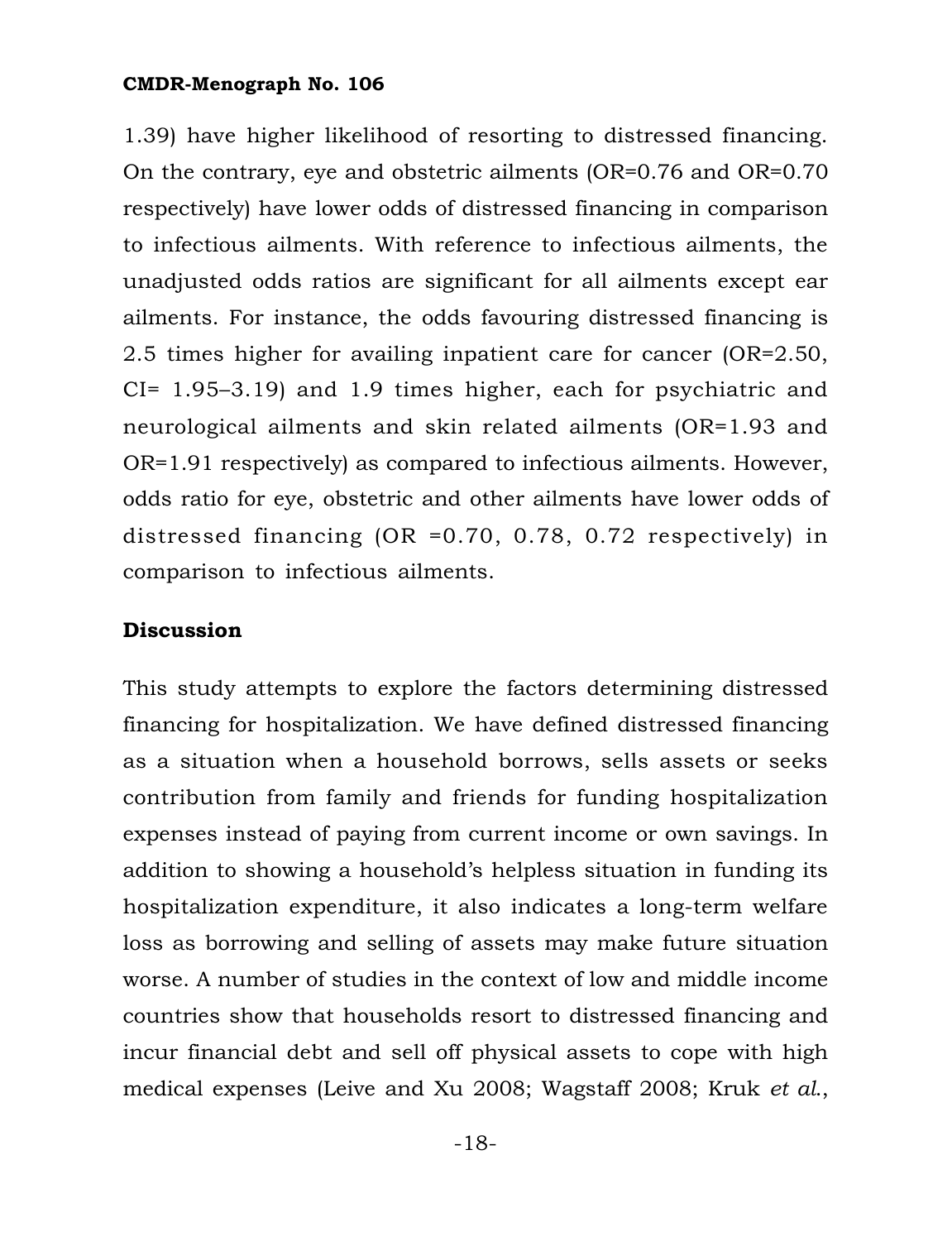1.39) have higher likelihood of resorting to distressed financing. On the contrary, eye and obstetric ailments (OR=0.76 and OR=0.70 respectively) have lower odds of distressed financing in comparison to infectious ailments. With reference to infectious ailments, the unadjusted odds ratios are significant for all ailments except ear ailments. For instance, the odds favouring distressed financing is 2.5 times higher for availing inpatient care for cancer (OR=2.50, CI= 1.95–3.19) and 1.9 times higher, each for psychiatric and neurological ailments and skin related ailments (OR=1.93 and OR=1.91 respectively) as compared to infectious ailments. However, odds ratio for eye, obstetric and other ailments have lower odds of distressed financing (OR =0.70, 0.78, 0.72 respectively) in comparison to infectious ailments.

## Discussion

This study attempts to explore the factors determining distressed financing for hospitalization. We have defined distressed financing as a situation when a household borrows, sells assets or seeks contribution from family and friends for funding hospitalization expenses instead of paying from current income or own savings. In addition to showing a household's helpless situation in funding its hospitalization expenditure, it also indicates a long-term welfare loss as borrowing and selling of assets may make future situation worse. A number of studies in the context of low and middle income countries show that households resort to distressed financing and incur financial debt and sell off physical assets to cope with high medical expenses (Leive and Xu 2008; Wagstaff 2008; Kruk *et al.*,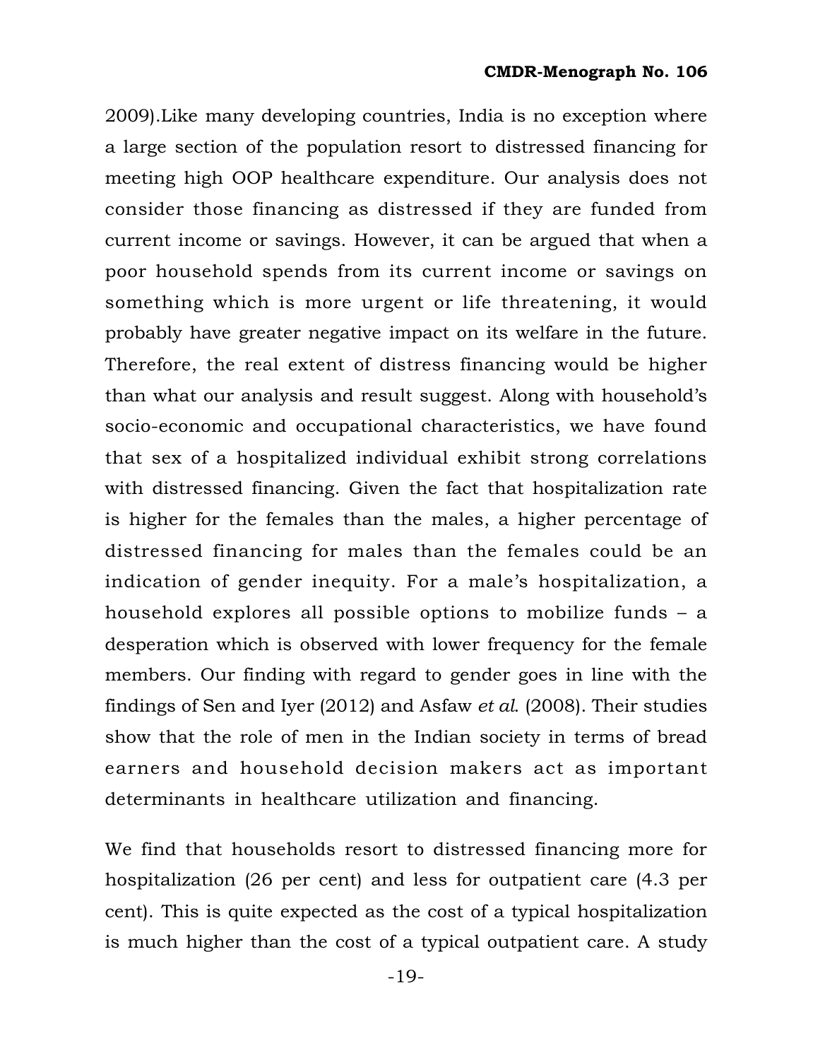2009).Like many developing countries, India is no exception where a large section of the population resort to distressed financing for meeting high OOP healthcare expenditure. Our analysis does not consider those financing as distressed if they are funded from current income or savings. However, it can be argued that when a poor household spends from its current income or savings on something which is more urgent or life threatening, it would probably have greater negative impact on its welfare in the future. Therefore, the real extent of distress financing would be higher than what our analysis and result suggest. Along with household's socio-economic and occupational characteristics, we have found that sex of a hospitalized individual exhibit strong correlations with distressed financing. Given the fact that hospitalization rate is higher for the females than the males, a higher percentage of distressed financing for males than the females could be an indication of gender inequity. For a male's hospitalization, a household explores all possible options to mobilize funds – a desperation which is observed with lower frequency for the female members. Our finding with regard to gender goes in line with the findings of Sen and Iyer (2012) and Asfaw *et al.* (2008). Their studies show that the role of men in the Indian society in terms of bread earners and household decision makers act as important determinants in healthcare utilization and financing.

We find that households resort to distressed financing more for hospitalization (26 per cent) and less for outpatient care (4.3 per cent). This is quite expected as the cost of a typical hospitalization is much higher than the cost of a typical outpatient care. A study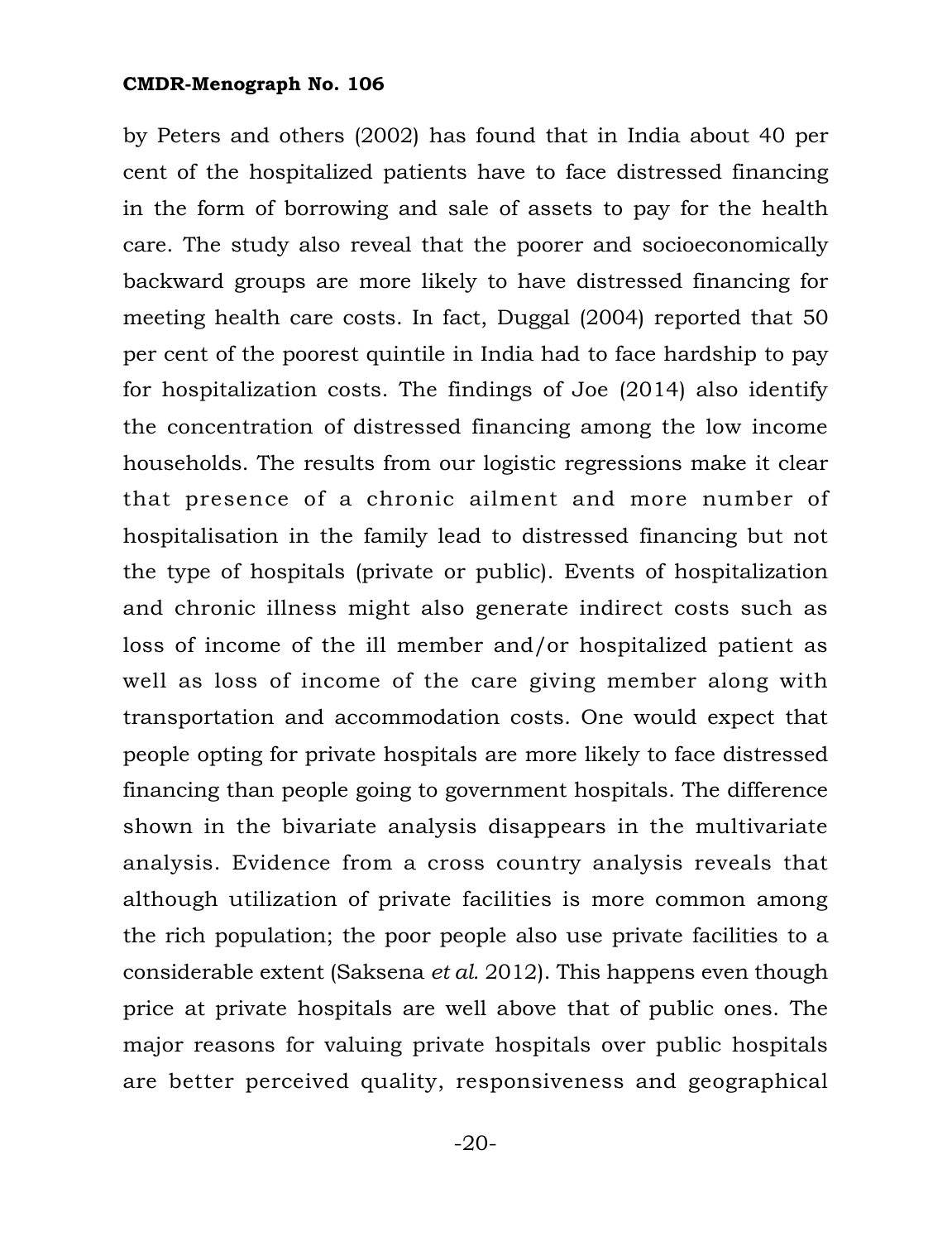by Peters and others (2002) has found that in India about 40 per cent of the hospitalized patients have to face distressed financing in the form of borrowing and sale of assets to pay for the health care. The study also reveal that the poorer and socioeconomically backward groups are more likely to have distressed financing for meeting health care costs. In fact, Duggal (2004) reported that 50 per cent of the poorest quintile in India had to face hardship to pay for hospitalization costs. The findings of Joe (2014) also identify the concentration of distressed financing among the low income households. The results from our logistic regressions make it clear that presence of a chronic ailment and more number of hospitalisation in the family lead to distressed financing but not the type of hospitals (private or public). Events of hospitalization and chronic illness might also generate indirect costs such as loss of income of the ill member and/or hospitalized patient as well as loss of income of the care giving member along with transportation and accommodation costs. One would expect that people opting for private hospitals are more likely to face distressed financing than people going to government hospitals. The difference shown in the bivariate analysis disappears in the multivariate analysis. Evidence from a cross country analysis reveals that although utilization of private facilities is more common among the rich population; the poor people also use private facilities to a considerable extent (Saksena *et al.* 2012). This happens even though price at private hospitals are well above that of public ones. The major reasons for valuing private hospitals over public hospitals are better perceived quality, responsiveness and geographical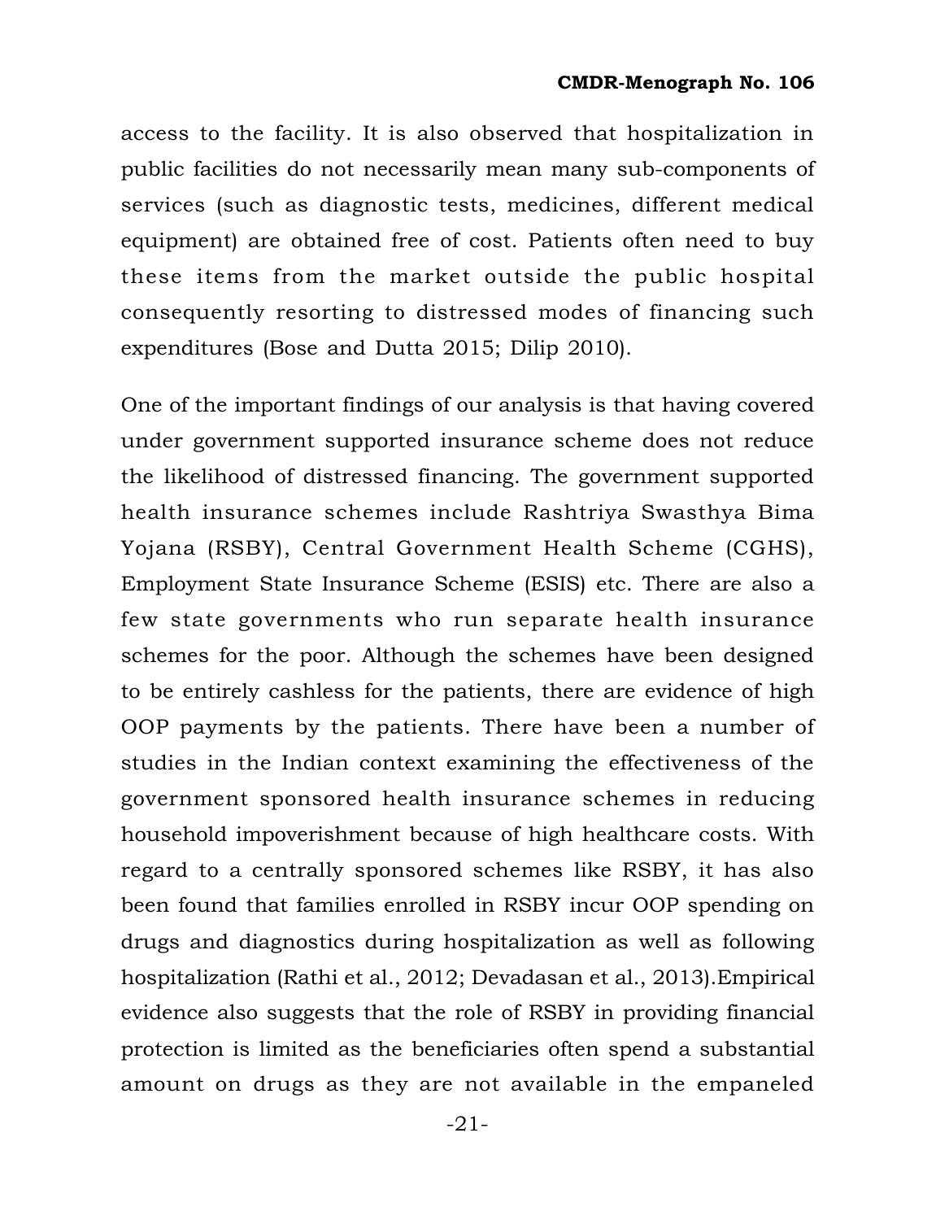access to the facility. It is also observed that hospitalization in public facilities do not necessarily mean many sub-components of services (such as diagnostic tests, medicines, different medical equipment) are obtained free of cost. Patients often need to buy these items from the market outside the public hospital consequently resorting to distressed modes of financing such expenditures (Bose and Dutta 2015; Dilip 2010).

One of the important findings of our analysis is that having covered under government supported insurance scheme does not reduce the likelihood of distressed financing. The government supported health insurance schemes include Rashtriya Swasthya Bima Yojana (RSBY), Central Government Health Scheme (CGHS), Employment State Insurance Scheme (ESIS) etc. There are also a few state governments who run separate health insurance schemes for the poor. Although the schemes have been designed to be entirely cashless for the patients, there are evidence of high OOP payments by the patients. There have been a number of studies in the Indian context examining the effectiveness of the government sponsored health insurance schemes in reducing household impoverishment because of high healthcare costs. With regard to a centrally sponsored schemes like RSBY, it has also been found that families enrolled in RSBY incur OOP spending on drugs and diagnostics during hospitalization as well as following hospitalization (Rathi et al., 2012; Devadasan et al., 2013).Empirical evidence also suggests that the role of RSBY in providing financial protection is limited as the beneficiaries often spend a substantial amount on drugs as they are not available in the empaneled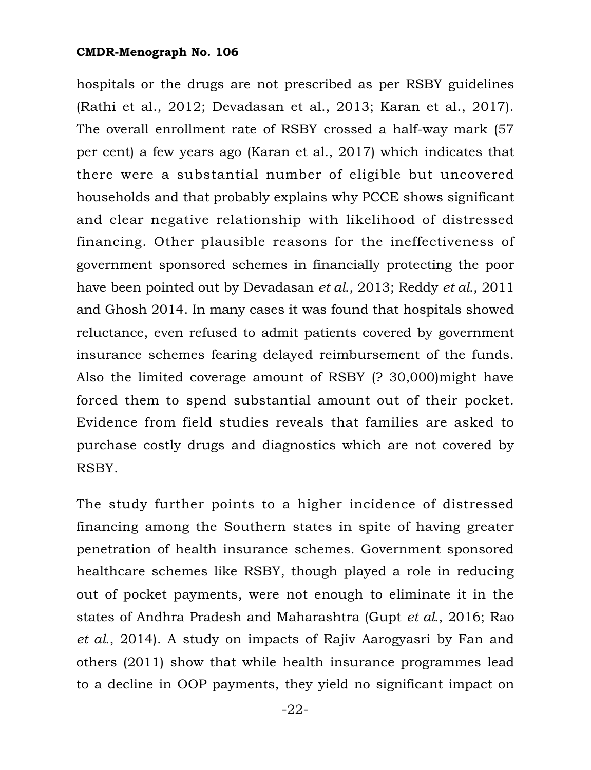hospitals or the drugs are not prescribed as per RSBY guidelines (Rathi et al., 2012; Devadasan et al., 2013; Karan et al., 2017). The overall enrollment rate of RSBY crossed a half-way mark (57 per cent) a few years ago (Karan et al., 2017) which indicates that there were a substantial number of eligible but uncovered households and that probably explains why PCCE shows significant and clear negative relationship with likelihood of distressed financing. Other plausible reasons for the ineffectiveness of government sponsored schemes in financially protecting the poor have been pointed out by Devadasan *et al.*, 2013; Reddy *et al.*, 2011 and Ghosh 2014. In many cases it was found that hospitals showed reluctance, even refused to admit patients covered by government insurance schemes fearing delayed reimbursement of the funds. Also the limited coverage amount of RSBY (? 30,000)might have forced them to spend substantial amount out of their pocket. Evidence from field studies reveals that families are asked to purchase costly drugs and diagnostics which are not covered by RSBY.

The study further points to a higher incidence of distressed financing among the Southern states in spite of having greater penetration of health insurance schemes. Government sponsored healthcare schemes like RSBY, though played a role in reducing out of pocket payments, were not enough to eliminate it in the states of Andhra Pradesh and Maharashtra (Gupt *et al.*, 2016; Rao *et al.*, 2014). A study on impacts of Rajiv Aarogyasri by Fan and others (2011) show that while health insurance programmes lead to a decline in OOP payments, they yield no significant impact on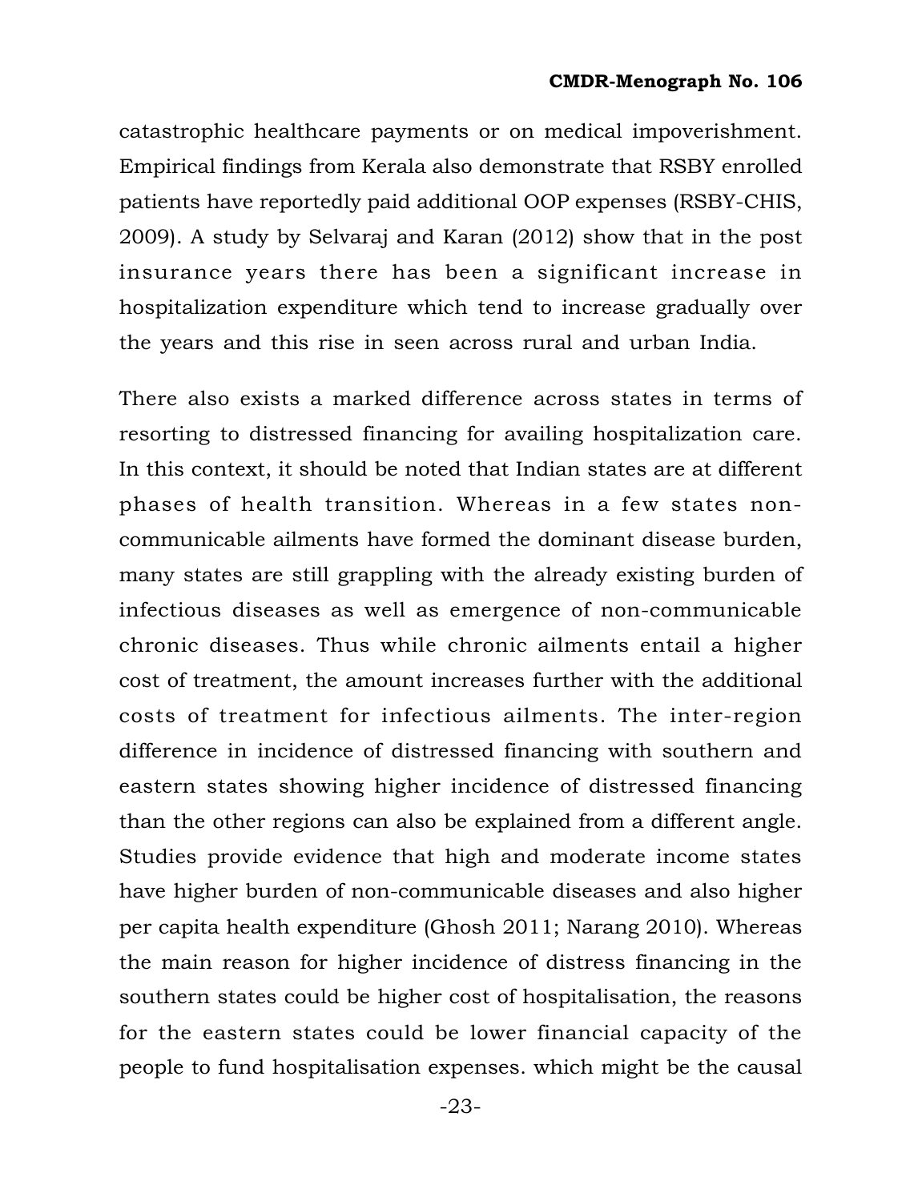catastrophic healthcare payments or on medical impoverishment. Empirical findings from Kerala also demonstrate that RSBY enrolled patients have reportedly paid additional OOP expenses (RSBY-CHIS, 2009). A study by Selvaraj and Karan (2012) show that in the post insurance years there has been a significant increase in hospitalization expenditure which tend to increase gradually over the years and this rise in seen across rural and urban India.

There also exists a marked difference across states in terms of resorting to distressed financing for availing hospitalization care. In this context, it should be noted that Indian states are at different phases of health transition. Whereas in a few states non-communicable ailments have formed the dominant disease burden, many states are still grappling with the already existing burden of infectious diseases as well as emergence of non-communicable chronic diseases. Thus while chronic ailments entail a higher cost of treatment, the amount increases further with the additional costs of treatment for infectious ailments. The inter-region difference in incidence of distressed financing with southern and eastern states showing higher incidence of distressed financing than the other regions can also be explained from a different angle. Studies provide evidence that high and moderate income states have higher burden of non-communicable diseases and also higher per capita health expenditure (Ghosh 2011; Narang 2010). Whereas the main reason for higher incidence of distress financing in the southern states could be higher cost of hospitalisation, the reasons for the eastern states could be lower financial capacity of the people to fund hospitalisation expenses. which might be the causal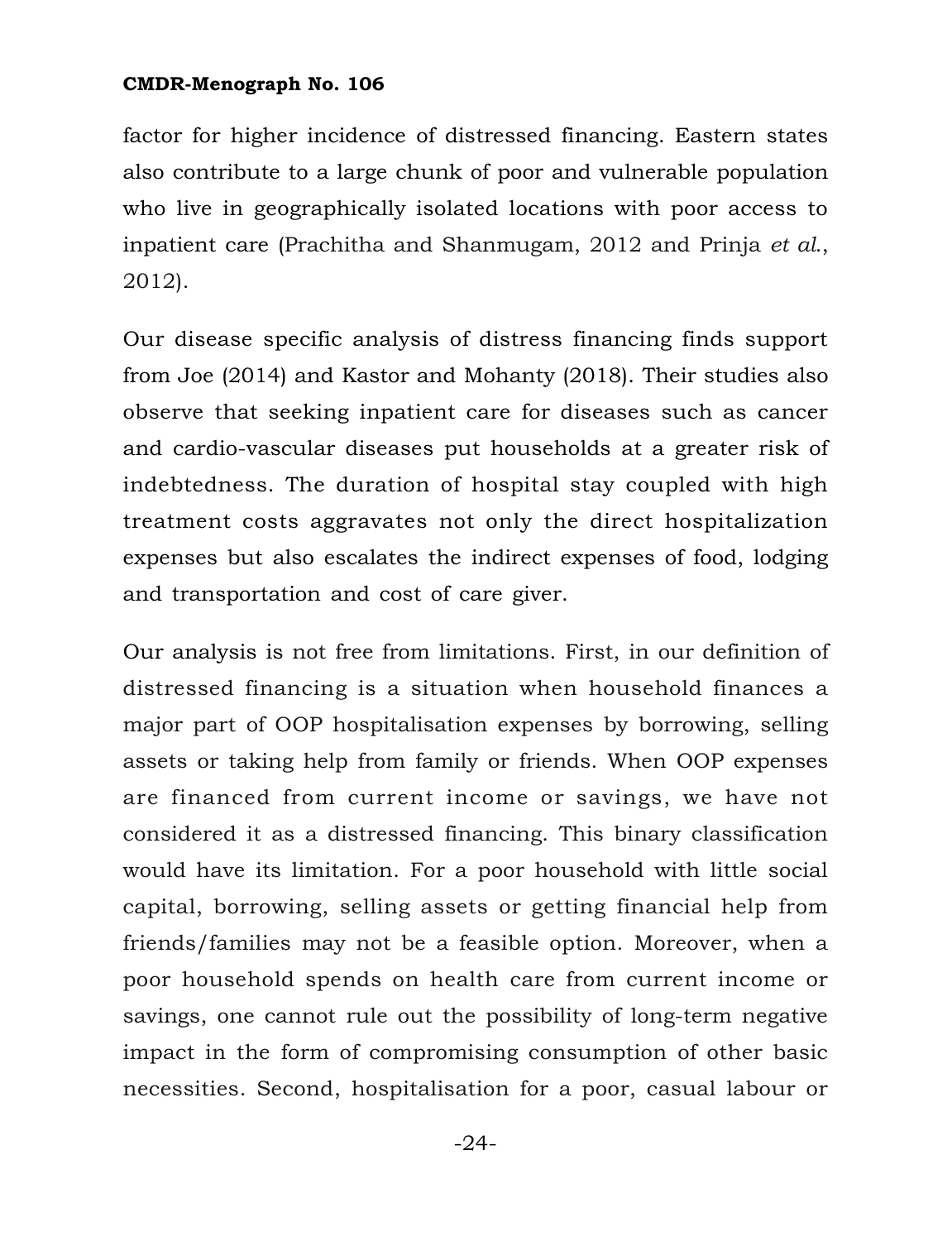factor for higher incidence of distressed financing. Eastern states also contribute to a large chunk of poor and vulnerable population who live in geographically isolated locations with poor access to inpatient care (Prachitha and Shanmugam, 2012 and Prinja *et al.*, 2012).

Our disease specific analysis of distress financing finds support from Joe (2014) and Kastor and Mohanty (2018). Their studies also observe that seeking inpatient care for diseases such as cancer and cardio-vascular diseases put households at a greater risk of indebtedness. The duration of hospital stay coupled with high treatment costs aggravates not only the direct hospitalization expenses but also escalates the indirect expenses of food, lodging and transportation and cost of care giver.

Our analysis is not free from limitations. First, in our definition of distressed financing is a situation when household finances a major part of OOP hospitalisation expenses by borrowing, selling assets or taking help from family or friends. When OOP expenses are financed from current income or savings, we have not considered it as a distressed financing. This binary classification would have its limitation. For a poor household with little social capital, borrowing, selling assets or getting financial help from friends/families may not be a feasible option. Moreover, when a poor household spends on health care from current income or savings, one cannot rule out the possibility of long-term negative impact in the form of compromising consumption of other basic necessities. Second, hospitalisation for a poor, casual labour or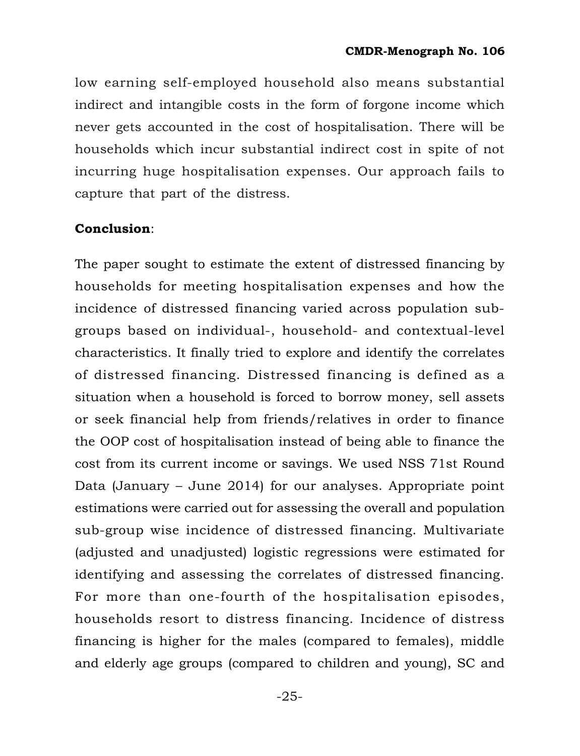low earning self-employed household also means substantial indirect and intangible costs in the form of forgone income which never gets accounted in the cost of hospitalisation. There will be households which incur substantial indirect cost in spite of not incurring huge hospitalisation expenses. Our approach fails to capture that part of the distress.

**Conclusion**:

The paper sought to estimate the extent of distressed financing by households for meeting hospitalisation expenses and how the incidence of distressed financing varied across population sub-groups based on individual-, household- and contextual-level characteristics. It finally tried to explore and identify the correlates of distressed financing. Distressed financing is defined as a situation when a household is forced to borrow money, sell assets or seek financial help from friends/relatives in order to finance the OOP cost of hospitalisation instead of being able to finance the cost from its current income or savings. We used NSS 71st Round Data (January – June 2014) for our analyses. Appropriate point estimations were carried out for assessing the overall and population sub-group wise incidence of distressed financing. Multivariate (adjusted and unadjusted) logistic regressions were estimated for identifying and assessing the correlates of distressed financing. For more than one-fourth of the hospitalisation episodes, households resort to distress financing. Incidence of distress financing is higher for the males (compared to females), middle and elderly age groups (compared to children and young), SC and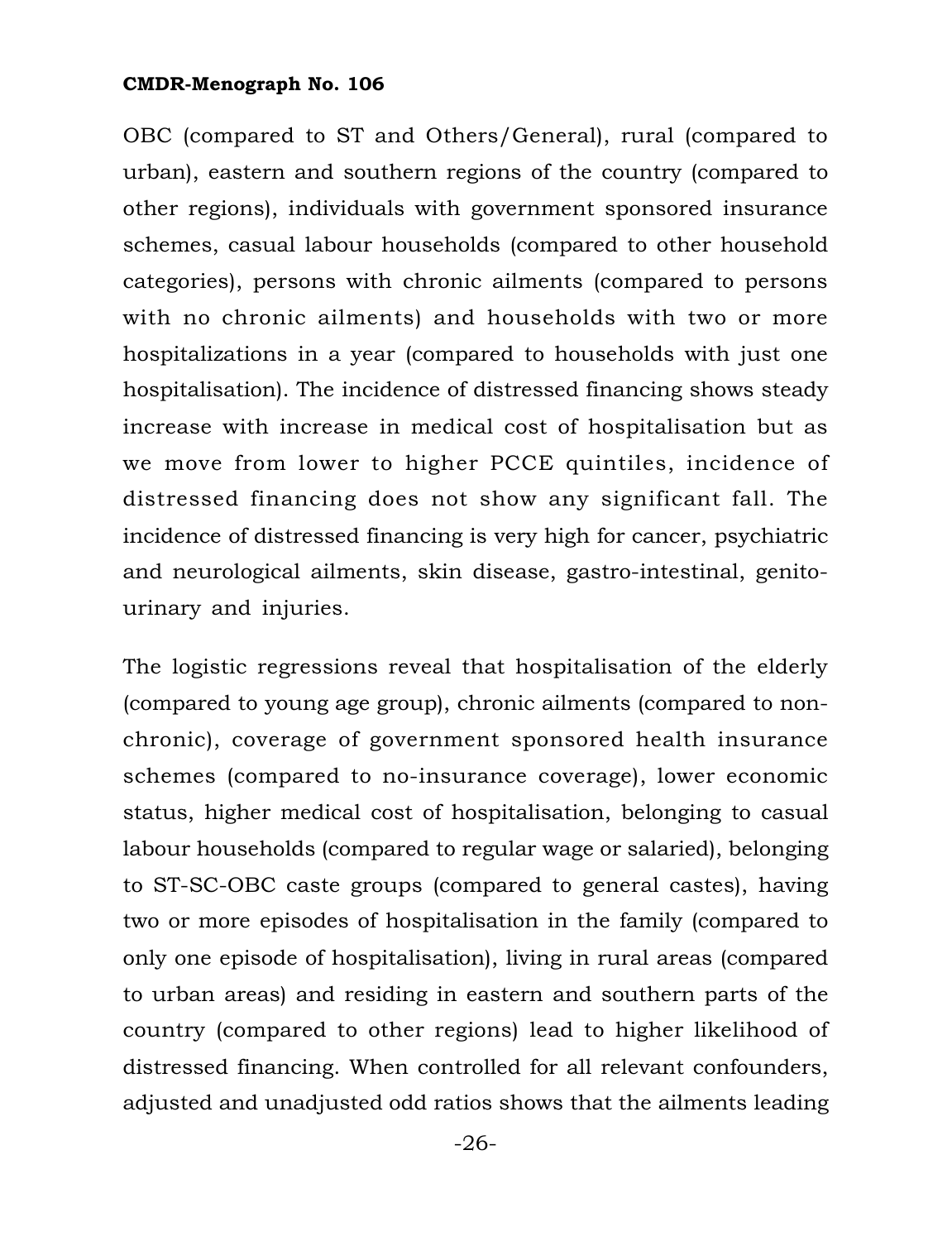OBC (compared to ST and Others/General), rural (compared to urban), eastern and southern regions of the country (compared to other regions), individuals with government sponsored insurance schemes, casual labour households (compared to other household categories), persons with chronic ailments (compared to persons with no chronic ailments) and households with two or more hospitalizations in a year (compared to households with just one hospitalisation). The incidence of distressed financing shows steady increase with increase in medical cost of hospitalisation but as we move from lower to higher PCCE quintiles, incidence of distressed financing does not show any significant fall. The incidence of distressed financing is very high for cancer, psychiatric and neurological ailments, skin disease, gastro-intestinal, genito-urinary and injuries.

The logistic regressions reveal that hospitalisation of the elderly (compared to young age group), chronic ailments (compared to non-chronic), coverage of government sponsored health insurance schemes (compared to no-insurance coverage), lower economic status, higher medical cost of hospitalisation, belonging to casual labour households (compared to regular wage or salaried), belonging to ST-SC-OBC caste groups (compared to general castes), having two or more episodes of hospitalisation in the family (compared to only one episode of hospitalisation), living in rural areas (compared to urban areas) and residing in eastern and southern parts of the country (compared to other regions) lead to higher likelihood of distressed financing. When controlled for all relevant confounders, adjusted and unadjusted odd ratios shows that the ailments leading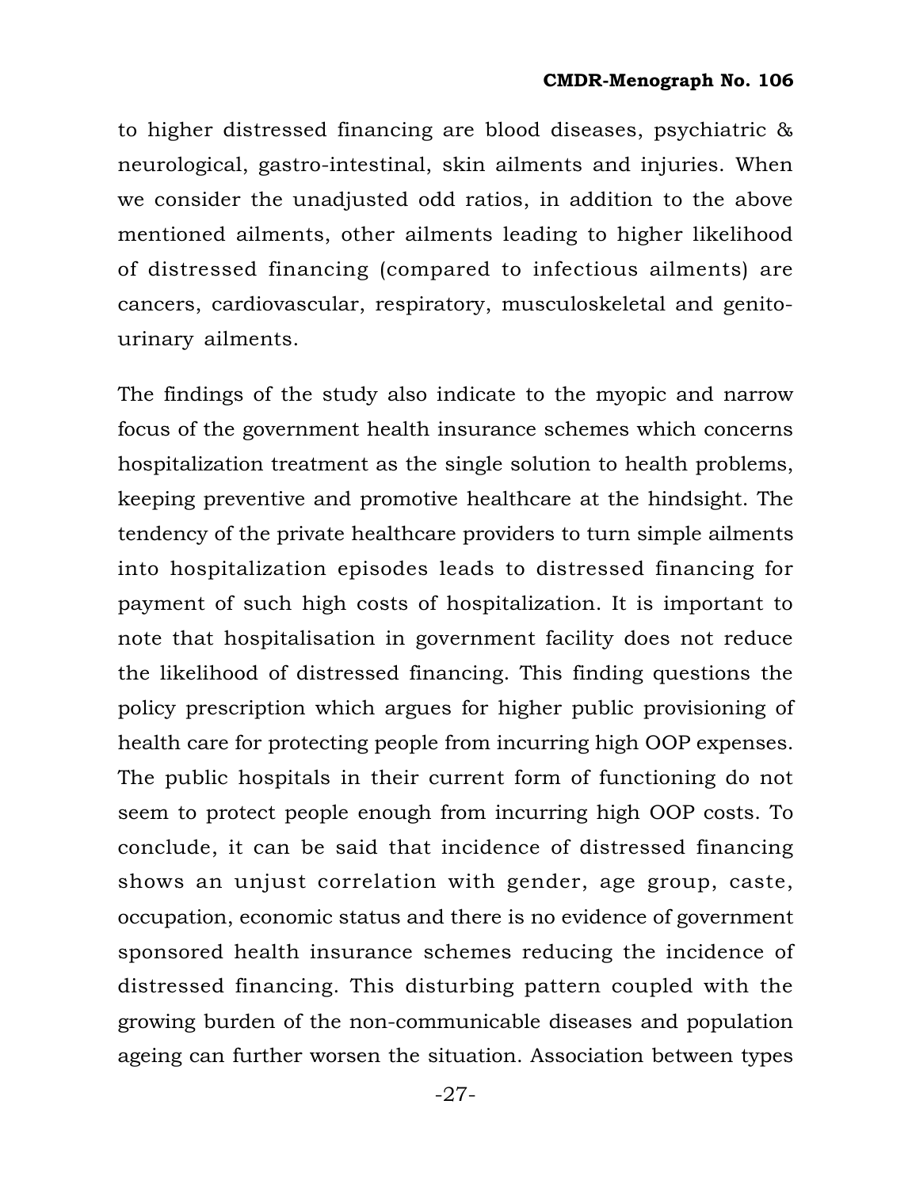to higher distressed financing are blood diseases, psychiatric & neurological, gastro-intestinal, skin ailments and injuries. When we consider the unadjusted odd ratios, in addition to the above mentioned ailments, other ailments leading to higher likelihood of distressed financing (compared to infectious ailments) are cancers, cardiovascular, respiratory, musculoskeletal and genito-urinary ailments.

The findings of the study also indicate to the myopic and narrow focus of the government health insurance schemes which concerns hospitalization treatment as the single solution to health problems, keeping preventive and promotive healthcare at the hindsight. The tendency of the private healthcare providers to turn simple ailments into hospitalization episodes leads to distressed financing for payment of such high costs of hospitalization. It is important to note that hospitalisation in government facility does not reduce the likelihood of distressed financing. This finding questions the policy prescription which argues for higher public provisioning of health care for protecting people from incurring high OOP expenses. The public hospitals in their current form of functioning do not seem to protect people enough from incurring high OOP costs. To conclude, it can be said that incidence of distressed financing shows an unjust correlation with gender, age group, caste, occupation, economic status and there is no evidence of government sponsored health insurance schemes reducing the incidence of distressed financing. This disturbing pattern coupled with the growing burden of the non-communicable diseases and population ageing can further worsen the situation. Association between types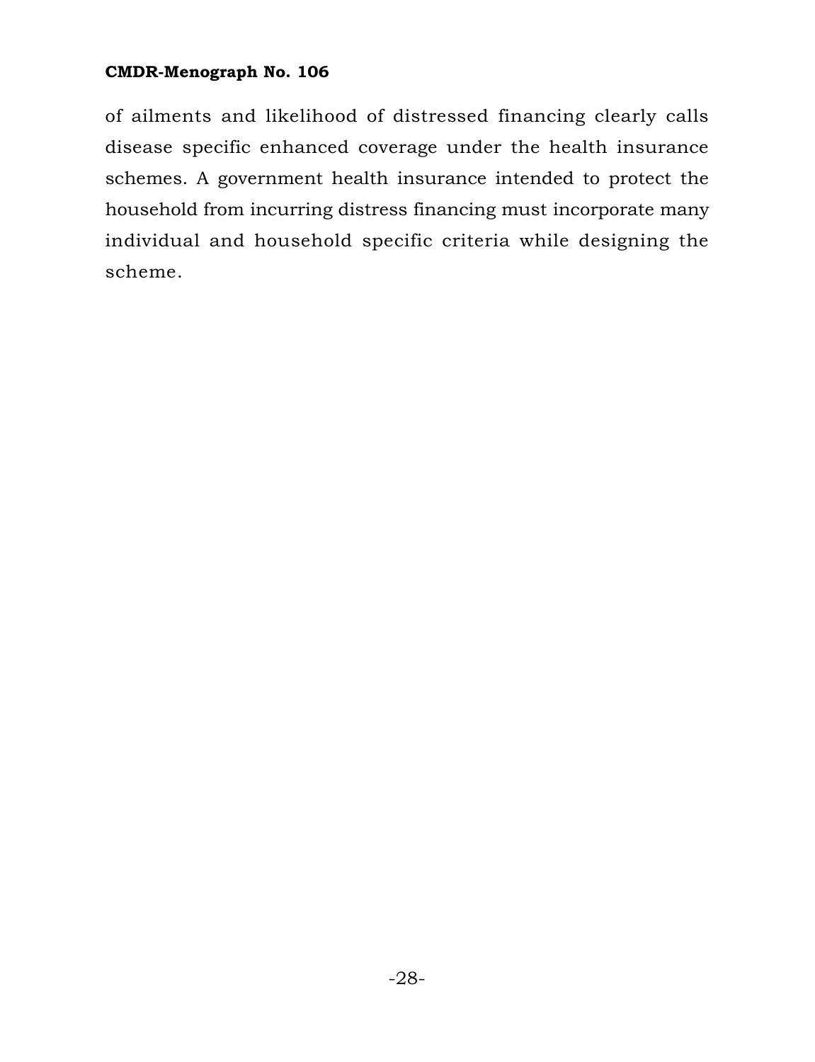of ailments and likelihood of distressed financing clearly calls disease specific enhanced coverage under the health insurance schemes. A government health insurance intended to protect the household from incurring distress financing must incorporate many individual and household specific criteria while designing the scheme.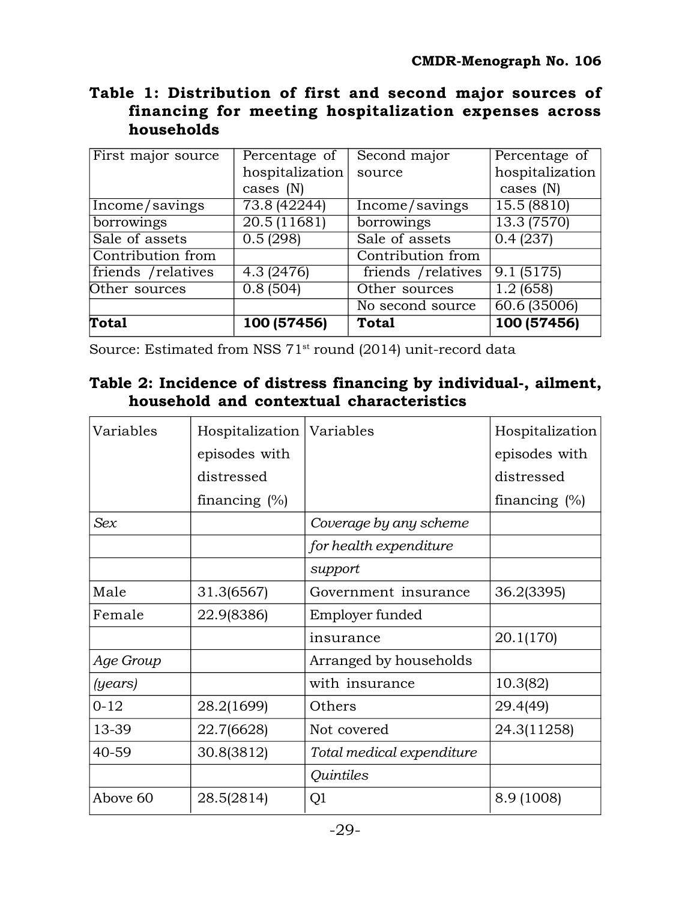**Table 1: Distribution of first and second major sources of financing for meeting hospitalization expenses across households**

| First major source | Percentage of hospitalization cases (N) | Second major source | Percentage of hospitalization cases (N) |
|---|---|---|---|
| Income/savings | 73.8 (42244) | Income/savings | 15.5 (8810) |
| borrowings | 20.5 (11681) | borrowings | 13.3 (7570) |
| Sale of assets | 0.5 (298) | Sale of assets | 0.4 (237) |
| Contribution from friends /relatives | 4.3 (2476) | Contribution from friends /relatives | 9.1 (5175) |
| Other sources | 0.8 (504) | Other sources | 1.2 (658) |
| | | No second source | 60.6 (35006) |
| **Total** | **100 (57456)** | **Total** | **100 (57456)** |

Source: Estimated from NSS 71st round (2014) unit-record data

**Table 2: Incidence of distress financing by individual-, ailment, household and contextual characteristics**

| Variables | Hospitalization episodes with distressed financing (%) | Variables | Hospitalization episodes with distressed financing (%) |
|---|---|---|---|
| *Sex* | | *Coverage by any scheme for health expenditure support* | |
| Male | 31.3(6567) | Government insurance | 36.2(3395) |
| Female | 22.9(8386) | Employer funded insurance | 20.1(170) |
| *Age Group (years)* | | Arranged by households with insurance | 10.3(82) |
| 0-12 | 28.2(1699) | Others | 29.4(49) |
| 13-39 | 22.7(6628) | Not covered | 24.3(11258) |
| 40-59 | 30.8(3812) | *Total medical expenditure Quintiles* | |
| Above 60 | 28.5(2814) | Q1 | 8.9 (1008) |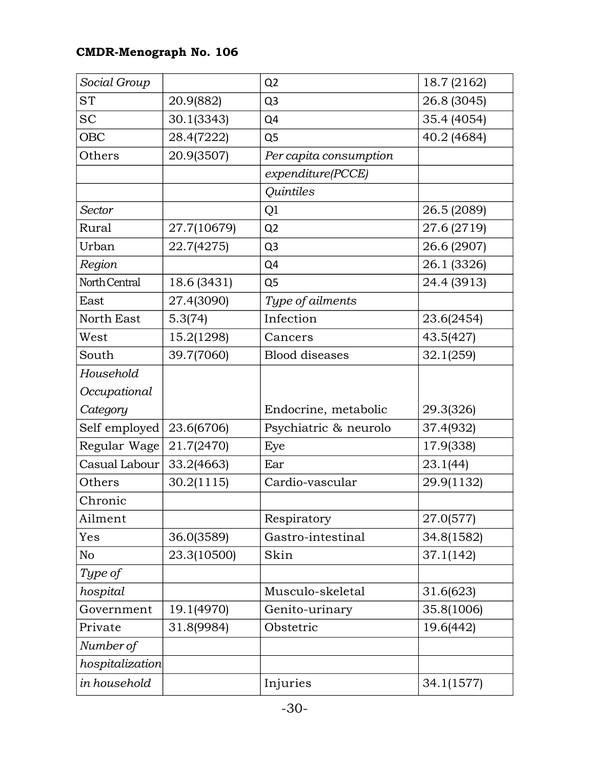| *Social Group* | | Q2 | 18.7 (2162) |
|---|---|---|---|
| ST | 20.9(882) | Q3 | 26.8 (3045) |
| SC | 30.1(3343) | Q4 | 35.4 (4054) |
| OBC | 28.4(7222) | Q5 | 40.2 (4684) |
| Others | 20.9(3507) | *Per capita consumption* | |
| | | *expenditure(PCCE)* | |
| | | *Quintiles* | |
| *Sector* | | Q1 | 26.5 (2089) |
| Rural | 27.7(10679) | Q2 | 27.6 (2719) |
| Urban | 22.7(4275) | Q3 | 26.6 (2907) |
| *Region* | | Q4 | 26.1 (3326) |
| North Central | 18.6 (3431) | Q5 | 24.4 (3913) |
| East | 27.4(3090) | *Type of ailments* | |
| North East | 5.3(74) | Infection | 23.6(2454) |
| West | 15.2(1298) | Cancers | 43.5(427) |
| South | 39.7(7060) | Blood diseases | 32.1(259) |
| *Household Occupational Category* | | Endocrine, metabolic | 29.3(326) |
| Self employed | 23.6(6706) | Psychiatric & neurolo | 37.4(932) |
| Regular Wage | 21.7(2470) | Eye | 17.9(338) |
| Casual Labour | 33.2(4663) | Ear | 23.1(44) |
| Others | 30.2(1115) | Cardio-vascular | 29.9(1132) |
| Chronic | | | |
| Ailment | | Respiratory | 27.0(577) |
| Yes | 36.0(3589) | Gastro-intestinal | 34.8(1582) |
| No | 23.3(10500) | Skin | 37.1(142) |
| *Type of* | | | |
| *hospital* | | Musculo-skeletal | 31.6(623) |
| Government | 19.1(4970) | Genito-urinary | 35.8(1006) |
| Private | 31.8(9984) | Obstetric | 19.6(442) |
| *Number of* | | | |
| *hospitalization* | | | |
| *in household* | | Injuries | 34.1(1577) |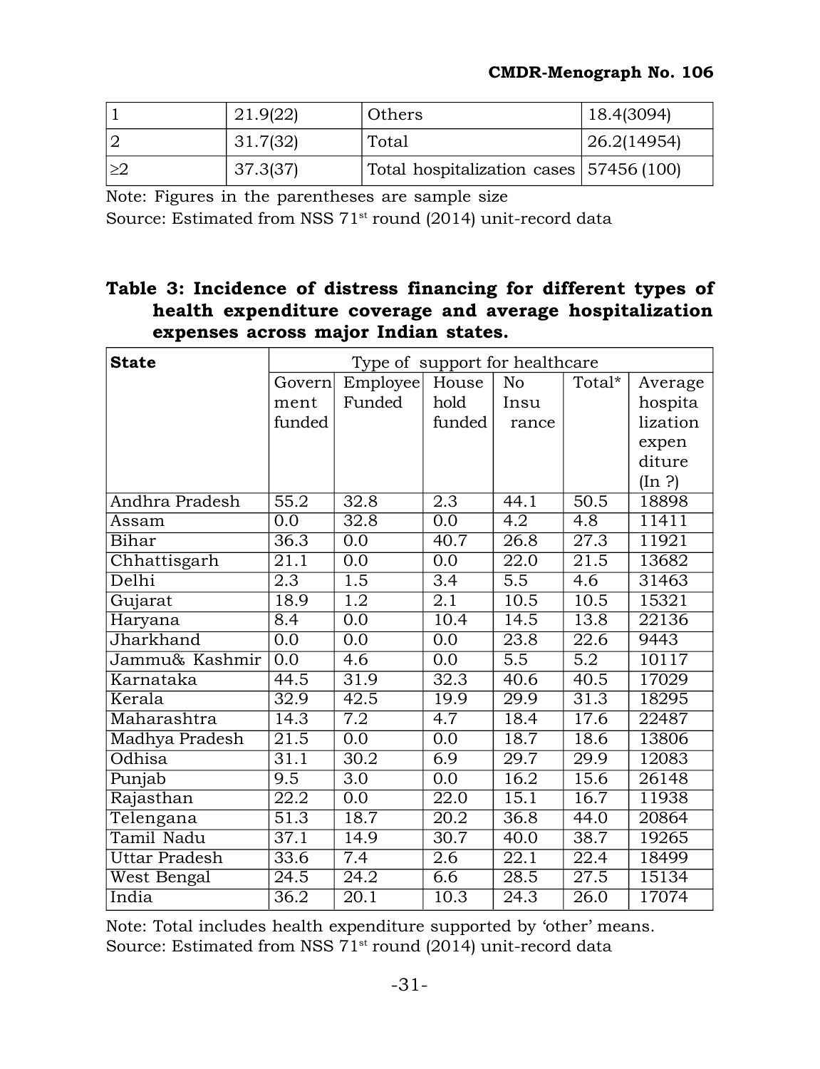| 1 | 21.9(22) | Others | 18.4(3094) |
|---|---|---|---|
| 2 | 31.7(32) | Total | 26.2(14954) |
| ≥2 | 37.3(37) | Total hospitalization cases | 57456 (100) |

Note: Figures in the parentheses are sample size

Source: Estimated from NSS 71st round (2014) unit-record data

**Table 3: Incidence of distress financing for different types of health expenditure coverage and average hospitalization expenses across major Indian states.**

| State | Type of support for healthcare | | | | | |
|---|---|---|---|---|---|---|
| | Government funded | Employee Funded | Household funded | No Insurance | Total* | Average hospitalization expenditure (In ?) |
| Andhra Pradesh | 55.2 | 32.8 | 2.3 | 44.1 | 50.5 | 18898 |
| Assam | 0.0 | 32.8 | 0.0 | 4.2 | 4.8 | 11411 |
| Bihar | 36.3 | 0.0 | 40.7 | 26.8 | 27.3 | 11921 |
| Chhattisgarh | 21.1 | 0.0 | 0.0 | 22.0 | 21.5 | 13682 |
| Delhi | 2.3 | 1.5 | 3.4 | 5.5 | 4.6 | 31463 |
| Gujarat | 18.9 | 1.2 | 2.1 | 10.5 | 10.5 | 15321 |
| Haryana | 8.4 | 0.0 | 10.4 | 14.5 | 13.8 | 22136 |
| Jharkhand | 0.0 | 0.0 | 0.0 | 23.8 | 22.6 | 9443 |
| Jammu& Kashmir | 0.0 | 4.6 | 0.0 | 5.5 | 5.2 | 10117 |
| Karnataka | 44.5 | 31.9 | 32.3 | 40.6 | 40.5 | 17029 |
| Kerala | 32.9 | 42.5 | 19.9 | 29.9 | 31.3 | 18295 |
| Maharashtra | 14.3 | 7.2 | 4.7 | 18.4 | 17.6 | 22487 |
| Madhya Pradesh | 21.5 | 0.0 | 0.0 | 18.7 | 18.6 | 13806 |
| Odhisa | 31.1 | 30.2 | 6.9 | 29.7 | 29.9 | 12083 |
| Punjab | 9.5 | 3.0 | 0.0 | 16.2 | 15.6 | 26148 |
| Rajasthan | 22.2 | 0.0 | 22.0 | 15.1 | 16.7 | 11938 |
| Telengana | 51.3 | 18.7 | 20.2 | 36.8 | 44.0 | 20864 |
| Tamil Nadu | 37.1 | 14.9 | 30.7 | 40.0 | 38.7 | 19265 |
| Uttar Pradesh | 33.6 | 7.4 | 2.6 | 22.1 | 22.4 | 18499 |
| West Bengal | 24.5 | 24.2 | 6.6 | 28.5 | 27.5 | 15134 |
| India | 36.2 | 20.1 | 10.3 | 24.3 | 26.0 | 17074 |

Note: Total includes health expenditure supported by 'other' means.

Source: Estimated from NSS 71st round (2014) unit-record data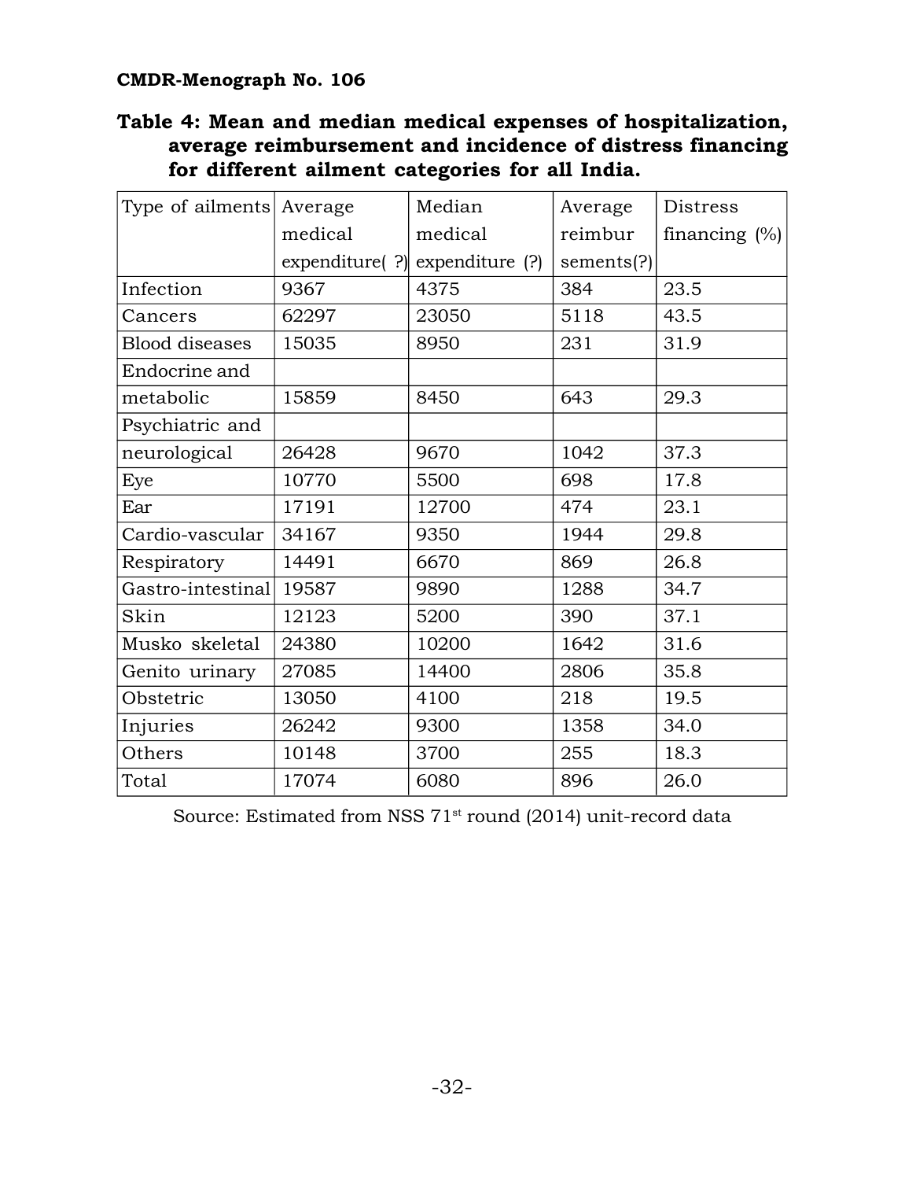**CMDR-Menograph No. 106**

**Table 4: Mean and median medical expenses of hospitalization, average reimbursement and incidence of distress financing for different ailment categories for all India.**

| Type of ailments | Average medical expenditure( ?) | Median medical expenditure (?) | Average reimbur sements(?) | Distress financing (%) |
|---|---|---|---|---|
| Infection | 9367 | 4375 | 384 | 23.5 |
| Cancers | 62297 | 23050 | 5118 | 43.5 |
| Blood diseases | 15035 | 8950 | 231 | 31.9 |
| Endocrine and metabolic | 15859 | 8450 | 643 | 29.3 |
| Psychiatric and neurological | 26428 | 9670 | 1042 | 37.3 |
| Eye | 10770 | 5500 | 698 | 17.8 |
| Ear | 17191 | 12700 | 474 | 23.1 |
| Cardio-vascular | 34167 | 9350 | 1944 | 29.8 |
| Respiratory | 14491 | 6670 | 869 | 26.8 |
| Gastro-intestinal | 19587 | 9890 | 1288 | 34.7 |
| Skin | 12123 | 5200 | 390 | 37.1 |
| Musko skeletal | 24380 | 10200 | 1642 | 31.6 |
| Genito urinary | 27085 | 14400 | 2806 | 35.8 |
| Obstetric | 13050 | 4100 | 218 | 19.5 |
| Injuries | 26242 | 9300 | 1358 | 34.0 |
| Others | 10148 | 3700 | 255 | 18.3 |
| Total | 17074 | 6080 | 896 | 26.0 |

Source: Estimated from NSS 71st round (2014) unit-record data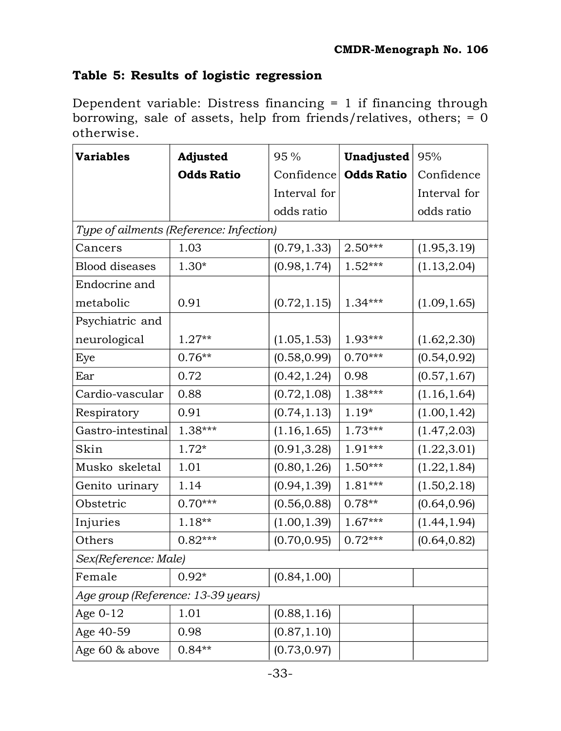## Table 5: Results of logistic regression

Dependent variable: Distress financing = 1 if financing through borrowing, sale of assets, help from friends/relatives, others; = 0 otherwise.

| Variables | Adjusted Odds Ratio | 95 % Confidence Interval for odds ratio | Unadjusted Odds Ratio | 95% Confidence Interval for odds ratio |
|---|---|---|---|---|
| *Type of ailments (Reference: Infection)* | | | | |
| Cancers | 1.03 | (0.79,1.33) | 2.50*** | (1.95,3.19) |
| Blood diseases | 1.30* | (0.98,1.74) | 1.52*** | (1.13,2.04) |
| Endocrine and metabolic | 0.91 | (0.72,1.15) | 1.34*** | (1.09,1.65) |
| Psychiatric and neurological | 1.27** | (1.05,1.53) | 1.93*** | (1.62,2.30) |
| Eye | 0.76** | (0.58,0.99) | 0.70*** | (0.54,0.92) |
| Ear | 0.72 | (0.42,1.24) | 0.98 | (0.57,1.67) |
| Cardio-vascular | 0.88 | (0.72,1.08) | 1.38*** | (1.16,1.64) |
| Respiratory | 0.91 | (0.74,1.13) | 1.19* | (1.00,1.42) |
| Gastro-intestinal | 1.38*** | (1.16,1.65) | 1.73*** | (1.47,2.03) |
| Skin | 1.72* | (0.91,3.28) | 1.91*** | (1.22,3.01) |
| Musko skeletal | 1.01 | (0.80,1.26) | 1.50*** | (1.22,1.84) |
| Genito urinary | 1.14 | (0.94,1.39) | 1.81*** | (1.50,2.18) |
| Obstetric | 0.70*** | (0.56,0.88) | 0.78** | (0.64,0.96) |
| Injuries | 1.18** | (1.00,1.39) | 1.67*** | (1.44,1.94) |
| Others | 0.82*** | (0.70,0.95) | 0.72*** | (0.64,0.82) |
| *Sex(Reference: Male)* | | | | |
| Female | 0.92* | (0.84,1.00) | | |
| *Age group (Reference: 13-39 years)* | | | | |
| Age 0-12 | 1.01 | (0.88,1.16) | | |
| Age 40-59 | 0.98 | (0.87,1.10) | | |
| Age 60 & above | 0.84** | (0.73,0.97) | | |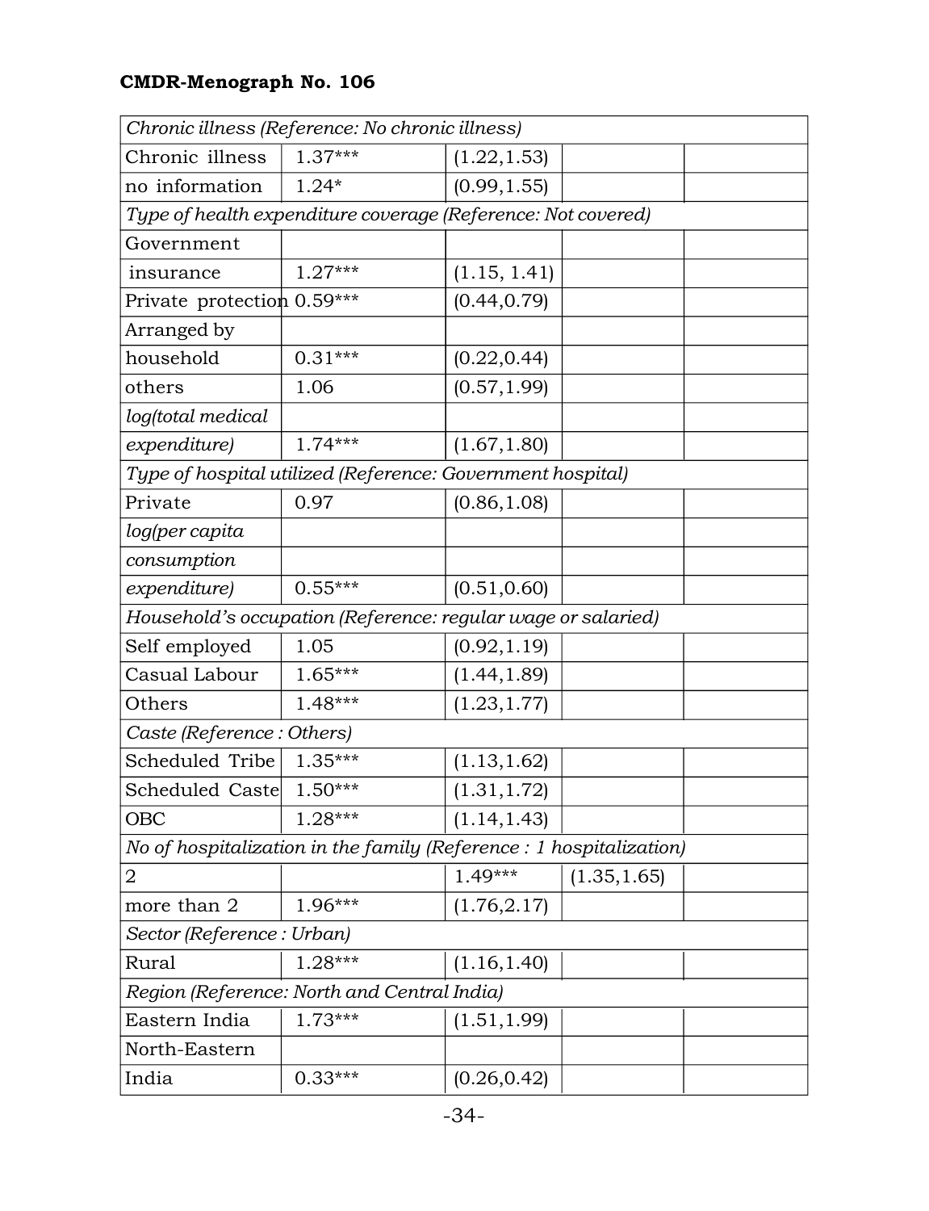| | | | | |
|---|---|---|---|---|
| *Chronic illness (Reference: No chronic illness)* | | | | |
| Chronic illness | 1.37*** | (1.22,1.53) | | |
| no information | 1.24* | (0.99,1.55) | | |
| *Type of health expenditure coverage (Reference: Not covered)* | | | | |
| Government | | | | |
| insurance | 1.27*** | (1.15, 1.41) | | |
| Private protection | 0.59*** | (0.44,0.79) | | |
| Arranged by | | | | |
| household | 0.31*** | (0.22,0.44) | | |
| others | 1.06 | (0.57,1.99) | | |
| *log(total medical* | | | | |
| *expenditure)* | 1.74*** | (1.67,1.80) | | |
| *Type of hospital utilized (Reference: Government hospital)* | | | | |
| Private | 0.97 | (0.86,1.08) | | |
| *log(per capita* | | | | |
| *consumption* | | | | |
| *expenditure)* | 0.55*** | (0.51,0.60) | | |
| *Household's occupation (Reference: regular wage or salaried)* | | | | |
| Self employed | 1.05 | (0.92,1.19) | | |
| Casual Labour | 1.65*** | (1.44,1.89) | | |
| Others | 1.48*** | (1.23,1.77) | | |
| *Caste (Reference : Others)* | | | | |
| Scheduled Tribe | 1.35*** | (1.13,1.62) | | |
| Scheduled Caste | 1.50*** | (1.31,1.72) | | |
| OBC | 1.28*** | (1.14,1.43) | | |
| *No of hospitalization in the family (Reference : 1 hospitalization)* | | | | |
| 2 | | 1.49*** | (1.35,1.65) | |
| more than 2 | 1.96*** | (1.76,2.17) | | |
| *Sector (Reference : Urban)* | | | | |
| Rural | 1.28*** | (1.16,1.40) | | |
| *Region (Reference: North and Central India)* | | | | |
| Eastern India | 1.73*** | (1.51,1.99) | | |
| North-Eastern | | | | |
| India | 0.33*** | (0.26,0.42) | | |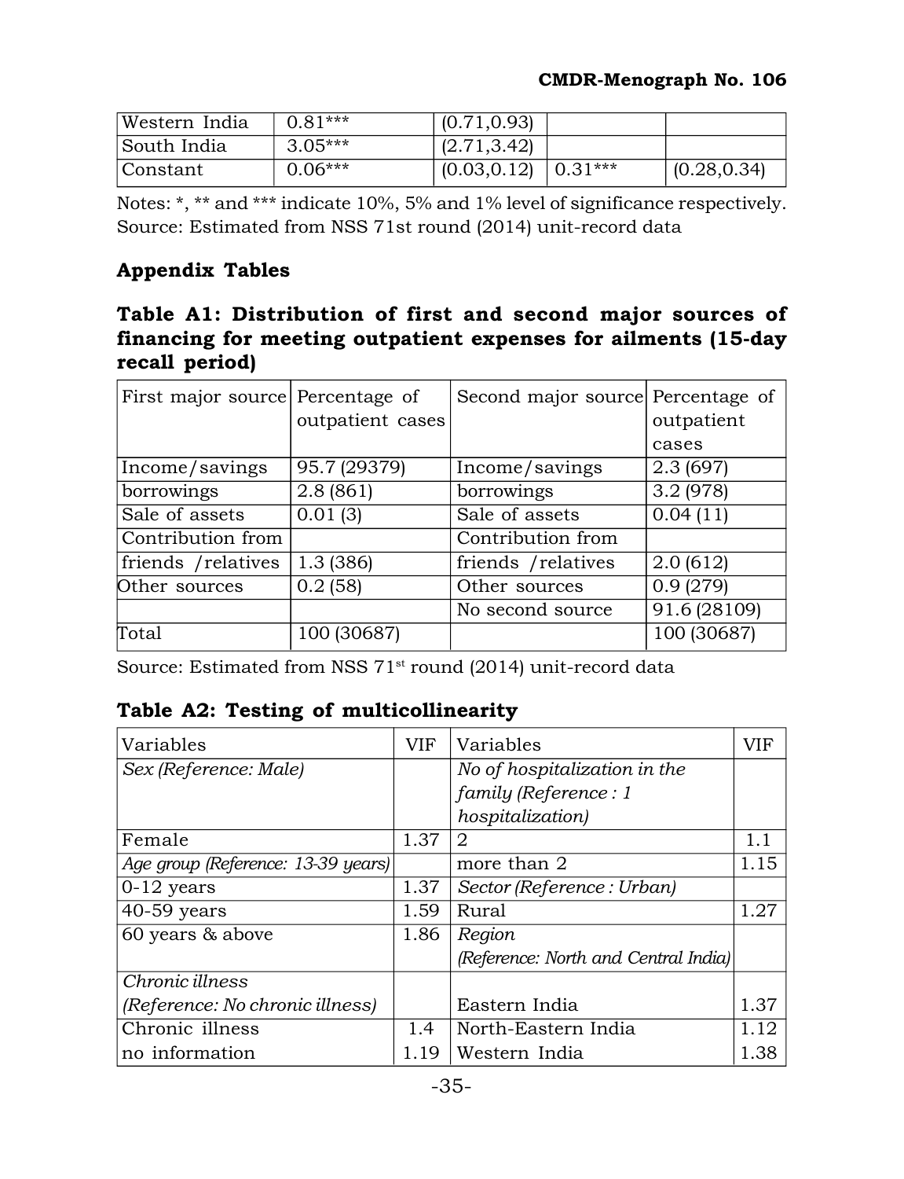| Western India | 0.81*** | (0.71,0.93) | | |
|---|---|---|---|---|
| South India | 3.05*** | (2.71,3.42) | | |
| Constant | 0.06*** | (0.03,0.12) | 0.31*** | (0.28,0.34) |

Notes: *, ** and *** indicate 10%, 5% and 1% level of significance respectively.
Source: Estimated from NSS 71st round (2014) unit-record data

## Appendix Tables

### Table A1: Distribution of first and second major sources of financing for meeting outpatient expenses for ailments (15-day recall period)

| First major source | Percentage of outpatient cases | Second major source | Percentage of outpatient cases |
|---|---|---|---|
| Income/savings | 95.7 (29379) | Income/savings | 2.3 (697) |
| borrowings | 2.8 (861) | borrowings | 3.2 (978) |
| Sale of assets | 0.01 (3) | Sale of assets | 0.04 (11) |
| Contribution from friends /relatives | 1.3 (386) | Contribution from friends /relatives | 2.0 (612) |
| Other sources | 0.2 (58) | Other sources | 0.9 (279) |
| | | No second source | 91.6 (28109) |
| Total | 100 (30687) | | 100 (30687) |

Source: Estimated from NSS 71st round (2014) unit-record data

### Table A2: Testing of multicollinearity

| Variables | VIF | Variables | VIF |
|---|---|---|---|
| *Sex (Reference: Male)* | | *No of hospitalization in the family (Reference : 1 hospitalization)* | |
| Female | 1.37 | 2 | 1.1 |
| *Age group (Reference: 13-39 years)* | | more than 2 | 1.15 |
| 0-12 years | 1.37 | *Sector (Reference : Urban)* | |
| 40-59 years | 1.59 | Rural | 1.27 |
| 60 years & above | 1.86 | *Region (Reference: North and Central India)* | |
| *Chronic illness (Reference: No chronic illness)* | | Eastern India | 1.37 |
| Chronic illness | 1.4 | North-Eastern India | 1.12 |
| no information | 1.19 | Western India | 1.38 |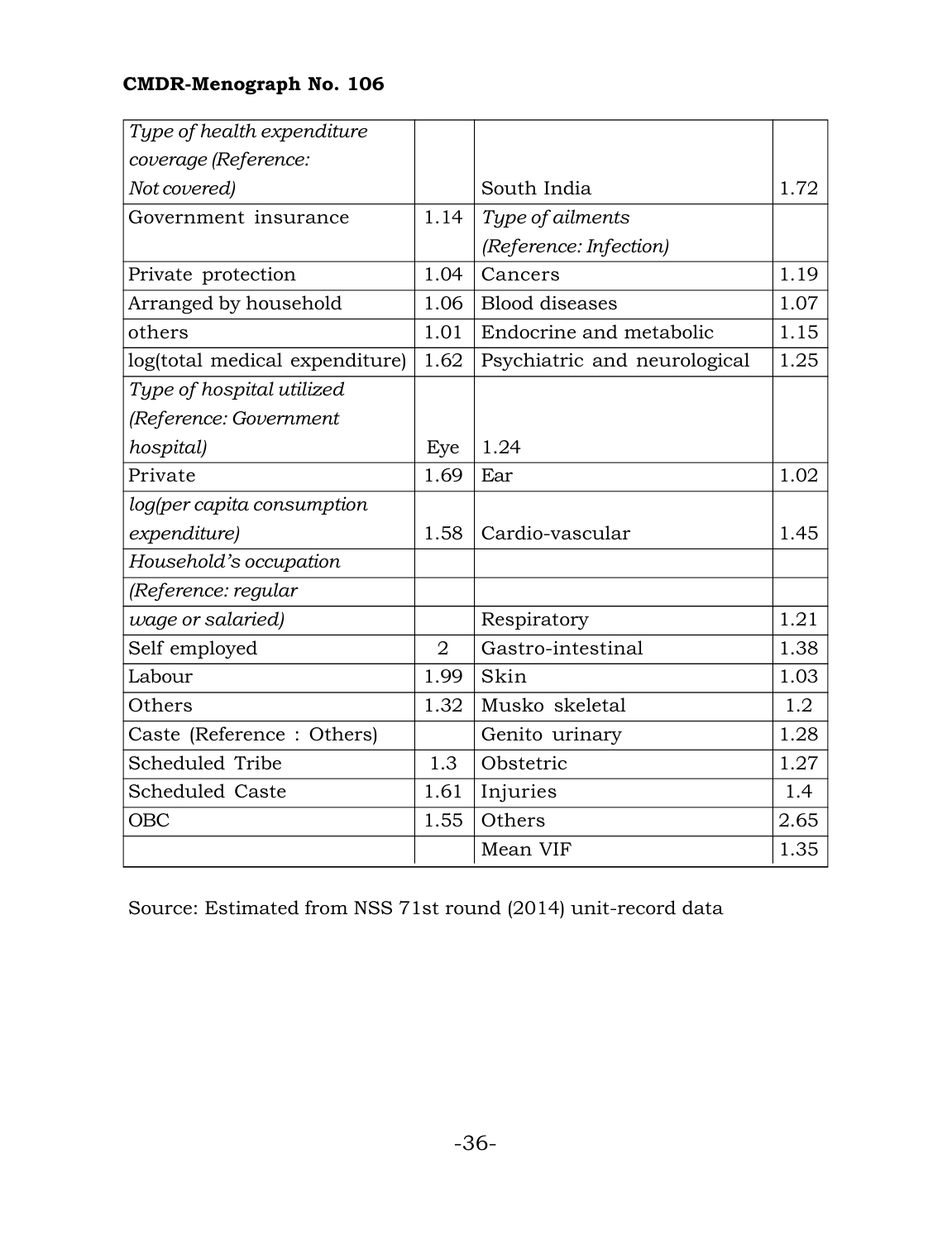| | | | |
|---|---|---|---|
| *Type of health expenditure coverage (Reference: Not covered)* | | South India | 1.72 |
| Government insurance | 1.14 | *Type of ailments (Reference: Infection)* | |
| Private protection | 1.04 | Cancers | 1.19 |
| Arranged by household | 1.06 | Blood diseases | 1.07 |
| others | 1.01 | Endocrine and metabolic | 1.15 |
| log(total medical expenditure) | 1.62 | Psychiatric and neurological | 1.25 |
| *Type of hospital utilized (Reference: Government hospital)* | Eye | 1.24 | |
| Private | 1.69 | Ear | 1.02 |
| *log(per capita consumption expenditure)* | 1.58 | Cardio-vascular | 1.45 |
| *Household's occupation (Reference: regular wage or salaried)* | | Respiratory | 1.21 |
| Self employed | 2 | Gastro-intestinal | 1.38 |
| Labour | 1.99 | Skin | 1.03 |
| Others | 1.32 | Musko skeletal | 1.2 |
| Caste (Reference : Others) | | Genito urinary | 1.28 |
| Scheduled Tribe | 1.3 | Obstetric | 1.27 |
| Scheduled Caste | 1.61 | Injuries | 1.4 |
| OBC | 1.55 | Others | 2.65 |
| | | Mean VIF | 1.35 |

Source: Estimated from NSS 71st round (2014) unit-record data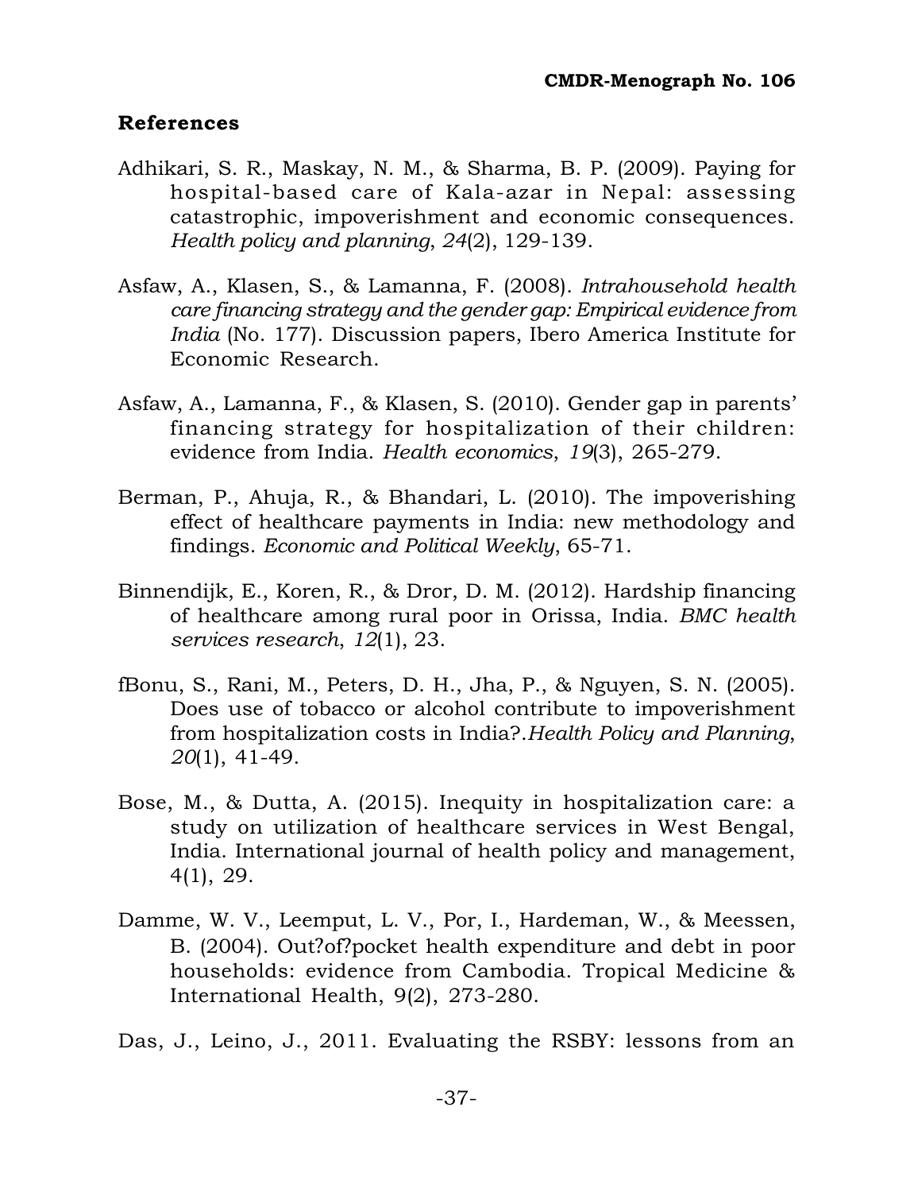## References

Adhikari, S. R., Maskay, N. M., & Sharma, B. P. (2009). Paying for hospital-based care of Kala-azar in Nepal: assessing catastrophic, impoverishment and economic consequences. *Health policy and planning*, *24*(2), 129-139.

Asfaw, A., Klasen, S., & Lamanna, F. (2008). *Intrahousehold health care financing strategy and the gender gap: Empirical evidence from India* (No. 177). Discussion papers, Ibero America Institute for Economic Research.

Asfaw, A., Lamanna, F., & Klasen, S. (2010). Gender gap in parents' financing strategy for hospitalization of their children: evidence from India. *Health economics*, *19*(3), 265-279.

Berman, P., Ahuja, R., & Bhandari, L. (2010). The impoverishing effect of healthcare payments in India: new methodology and findings. *Economic and Political Weekly*, 65-71.

Binnendijk, E., Koren, R., & Dror, D. M. (2012). Hardship financing of healthcare among rural poor in Orissa, India. *BMC health services research*, *12*(1), 23.

fBonu, S., Rani, M., Peters, D. H., Jha, P., & Nguyen, S. N. (2005). Does use of tobacco or alcohol contribute to impoverishment from hospitalization costs in India?.*Health Policy and Planning*, *20*(1), 41-49.

Bose, M., & Dutta, A. (2015). Inequity in hospitalization care: a study on utilization of healthcare services in West Bengal, India. International journal of health policy and management, 4(1), 29.

Damme, W. V., Leemput, L. V., Por, I., Hardeman, W., & Meessen, B. (2004). Out?of?pocket health expenditure and debt in poor households: evidence from Cambodia. Tropical Medicine & International Health, 9(2), 273-280.

Das, J., Leino, J., 2011. Evaluating the RSBY: lessons from an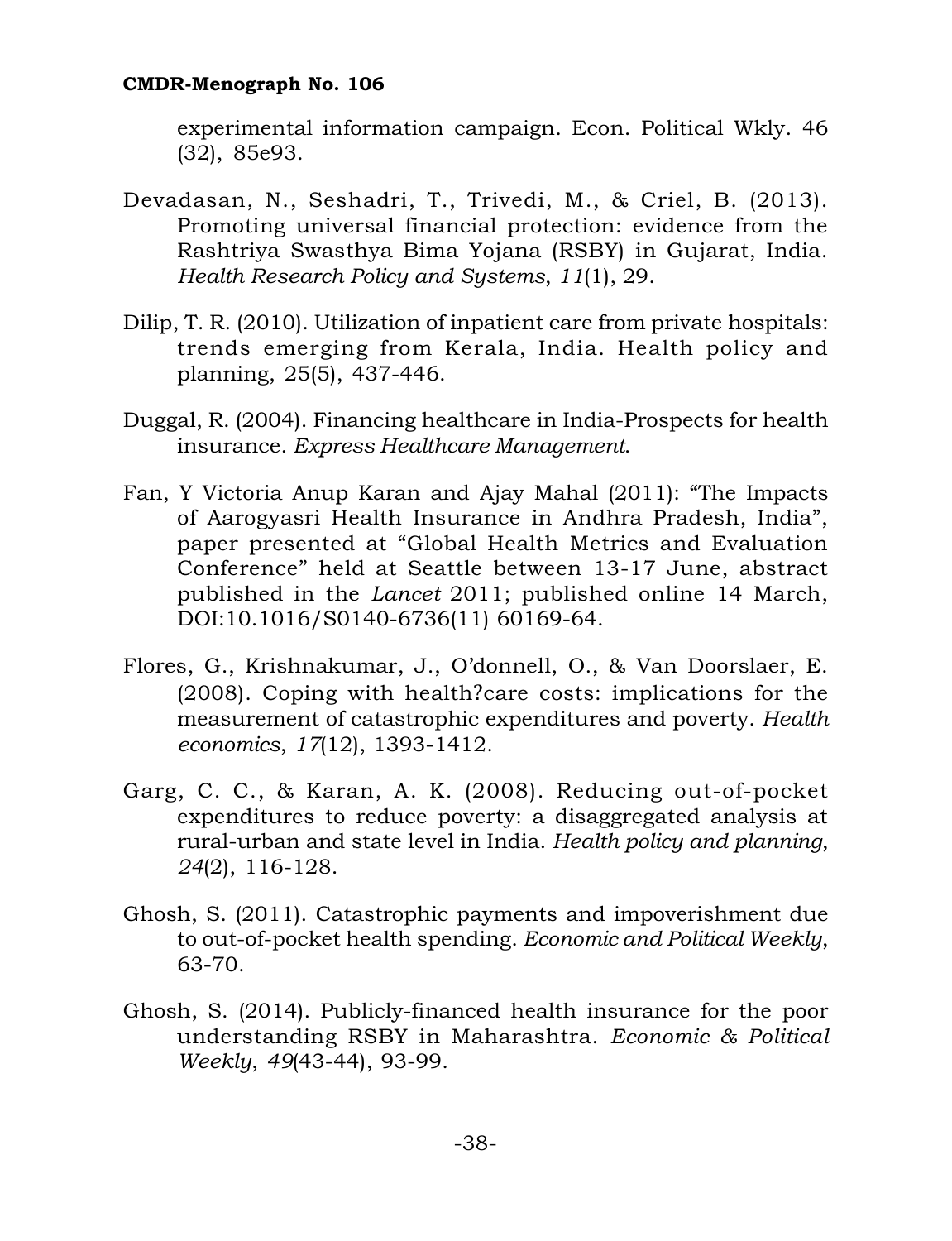experimental information campaign. Econ. Political Wkly. 46 (32), 85e93.

Devadasan, N., Seshadri, T., Trivedi, M., & Criel, B. (2013). Promoting universal financial protection: evidence from the Rashtriya Swasthya Bima Yojana (RSBY) in Gujarat, India. *Health Research Policy and Systems*, *11*(1), 29.

Dilip, T. R. (2010). Utilization of inpatient care from private hospitals: trends emerging from Kerala, India. Health policy and planning, 25(5), 437-446.

Duggal, R. (2004). Financing healthcare in India-Prospects for health insurance. *Express Healthcare Management*.

Fan, Y Victoria Anup Karan and Ajay Mahal (2011): "The Impacts of Aarogyasri Health Insurance in Andhra Pradesh, India", paper presented at "Global Health Metrics and Evaluation Conference" held at Seattle between 13-17 June, abstract published in the *Lancet* 2011; published online 14 March, DOI:10.1016/S0140-6736(11) 60169-64.

Flores, G., Krishnakumar, J., O'donnell, O., & Van Doorslaer, E. (2008). Coping with health?care costs: implications for the measurement of catastrophic expenditures and poverty. *Health economics*, *17*(12), 1393-1412.

Garg, C. C., & Karan, A. K. (2008). Reducing out-of-pocket expenditures to reduce poverty: a disaggregated analysis at rural-urban and state level in India. *Health policy and planning*, *24*(2), 116-128.

Ghosh, S. (2011). Catastrophic payments and impoverishment due to out-of-pocket health spending. *Economic and Political Weekly*, 63-70.

Ghosh, S. (2014). Publicly-financed health insurance for the poor understanding RSBY in Maharashtra. *Economic & Political Weekly*, *49*(43-44), 93-99.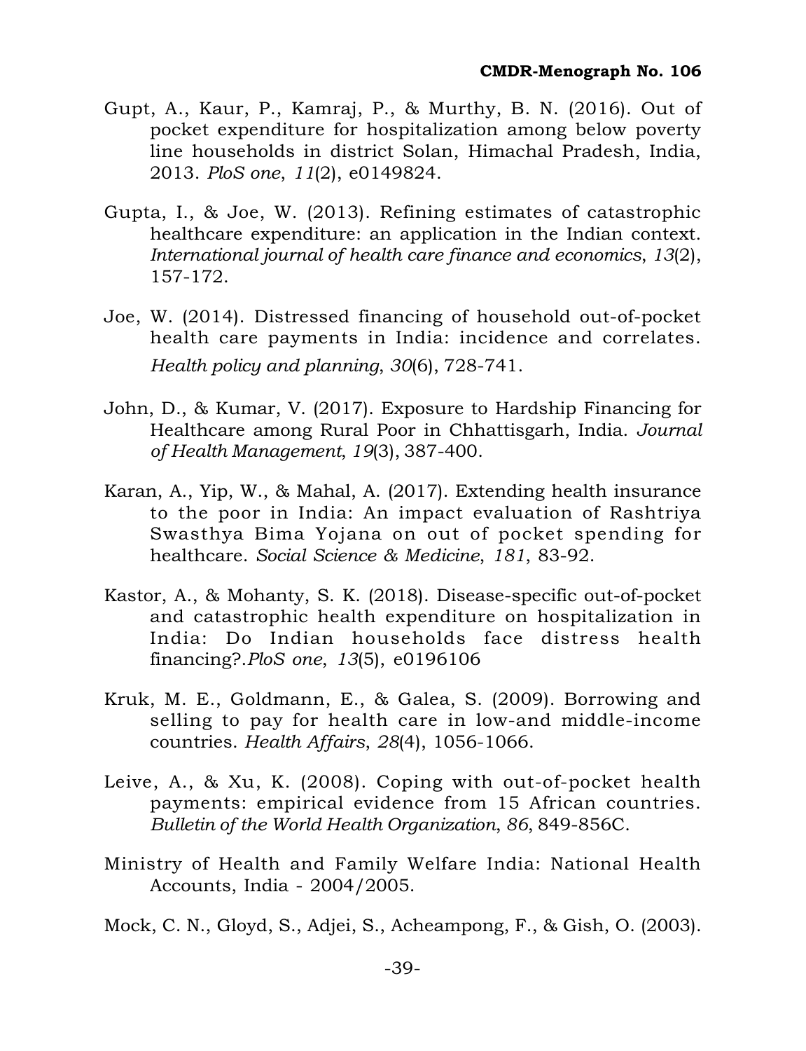Gupt, A., Kaur, P., Kamraj, P., & Murthy, B. N. (2016). Out of pocket expenditure for hospitalization among below poverty line households in district Solan, Himachal Pradesh, India, 2013. *PloS one*, *11*(2), e0149824.

Gupta, I., & Joe, W. (2013). Refining estimates of catastrophic healthcare expenditure: an application in the Indian context. *International journal of health care finance and economics*, *13*(2), 157-172.

Joe, W. (2014). Distressed financing of household out-of-pocket health care payments in India: incidence and correlates. *Health policy and planning*, *30*(6), 728-741.

John, D., & Kumar, V. (2017). Exposure to Hardship Financing for Healthcare among Rural Poor in Chhattisgarh, India. *Journal of Health Management*, *19*(3), 387-400.

Karan, A., Yip, W., & Mahal, A. (2017). Extending health insurance to the poor in India: An impact evaluation of Rashtriya Swasthya Bima Yojana on out of pocket spending for healthcare. *Social Science & Medicine*, *181*, 83-92.

Kastor, A., & Mohanty, S. K. (2018). Disease-specific out-of-pocket and catastrophic health expenditure on hospitalization in India: Do Indian households face distress health financing?.*PloS one*, *13*(5), e0196106

Kruk, M. E., Goldmann, E., & Galea, S. (2009). Borrowing and selling to pay for health care in low-and middle-income countries. *Health Affairs*, *28*(4), 1056-1066.

Leive, A., & Xu, K. (2008). Coping with out-of-pocket health payments: empirical evidence from 15 African countries. *Bulletin of the World Health Organization*, *86*, 849-856C.

Ministry of Health and Family Welfare India: National Health Accounts, India - 2004/2005.

Mock, C. N., Gloyd, S., Adjei, S., Acheampong, F., & Gish, O. (2003).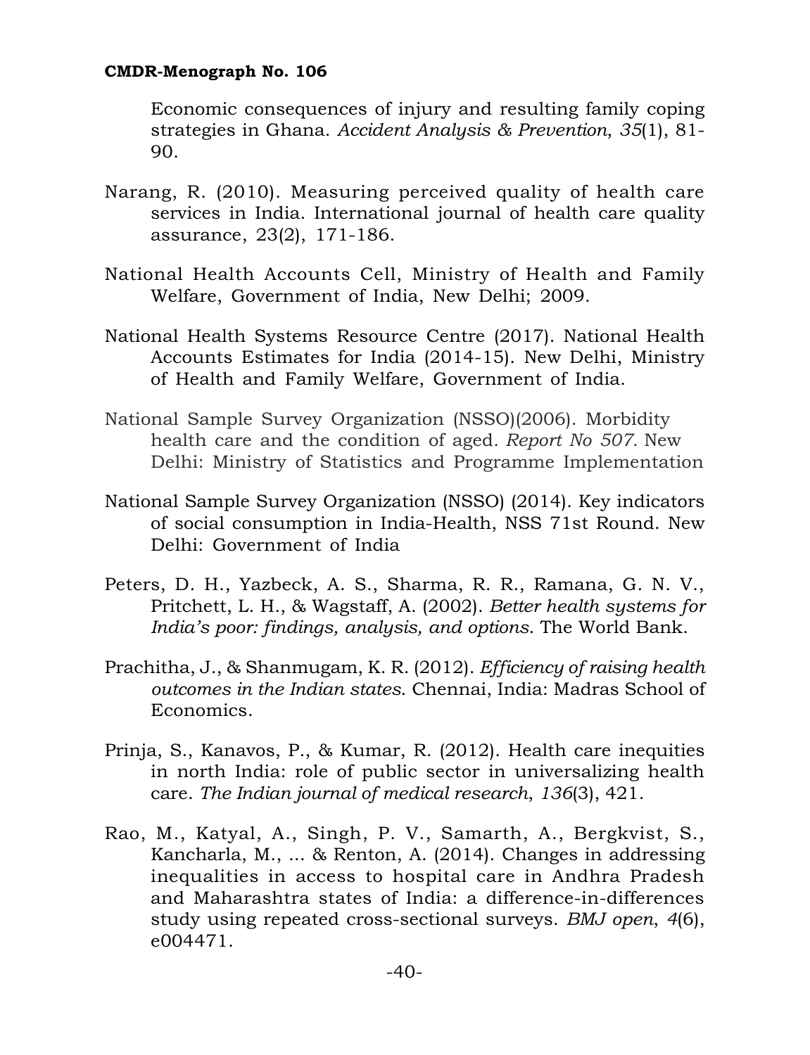Economic consequences of injury and resulting family coping strategies in Ghana. *Accident Analysis & Prevention*, *35*(1), 81-90.

Narang, R. (2010). Measuring perceived quality of health care services in India. International journal of health care quality assurance, 23(2), 171-186.

National Health Accounts Cell, Ministry of Health and Family Welfare, Government of India, New Delhi; 2009.

National Health Systems Resource Centre (2017). National Health Accounts Estimates for India (2014-15). New Delhi, Ministry of Health and Family Welfare, Government of India.

National Sample Survey Organization (NSSO)(2006). Morbidity health care and the condition of aged. *Report No 507.* New Delhi: Ministry of Statistics and Programme Implementation

National Sample Survey Organization (NSSO) (2014). Key indicators of social consumption in India-Health, NSS 71st Round. New Delhi: Government of India

Peters, D. H., Yazbeck, A. S., Sharma, R. R., Ramana, G. N. V., Pritchett, L. H., & Wagstaff, A. (2002). *Better health systems for India's poor: findings, analysis, and options*. The World Bank.

Prachitha, J., & Shanmugam, K. R. (2012). *Efficiency of raising health outcomes in the Indian states*. Chennai, India: Madras School of Economics.

Prinja, S., Kanavos, P., & Kumar, R. (2012). Health care inequities in north India: role of public sector in universalizing health care. *The Indian journal of medical research*, *136*(3), 421.

Rao, M., Katyal, A., Singh, P. V., Samarth, A., Bergkvist, S., Kancharla, M., ... & Renton, A. (2014). Changes in addressing inequalities in access to hospital care in Andhra Pradesh and Maharashtra states of India: a difference-in-differences study using repeated cross-sectional surveys. *BMJ open*, *4*(6), e004471.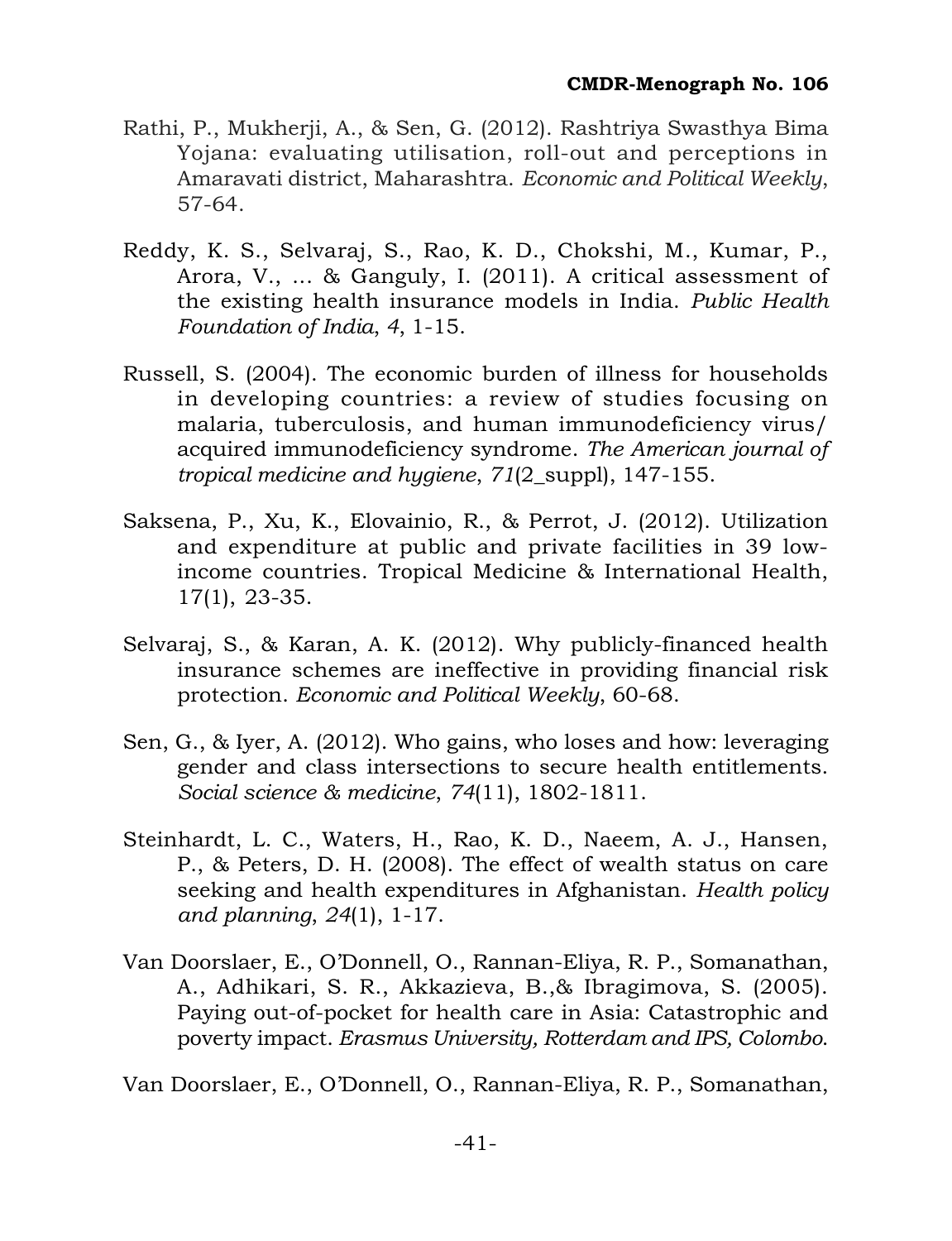Rathi, P., Mukherji, A., & Sen, G. (2012). Rashtriya Swasthya Bima Yojana: evaluating utilisation, roll-out and perceptions in Amaravati district, Maharashtra. *Economic and Political Weekly*, 57-64.

Reddy, K. S., Selvaraj, S., Rao, K. D., Chokshi, M., Kumar, P., Arora, V., ... & Ganguly, I. (2011). A critical assessment of the existing health insurance models in India. *Public Health Foundation of India*, *4*, 1-15.

Russell, S. (2004). The economic burden of illness for households in developing countries: a review of studies focusing on malaria, tuberculosis, and human immunodeficiency virus/ acquired immunodeficiency syndrome. *The American journal of tropical medicine and hygiene*, *71*(2_suppl), 147-155.

Saksena, P., Xu, K., Elovainio, R., & Perrot, J. (2012). Utilization and expenditure at public and private facilities in 39 low-income countries. Tropical Medicine & International Health, 17(1), 23-35.

Selvaraj, S., & Karan, A. K. (2012). Why publicly-financed health insurance schemes are ineffective in providing financial risk protection. *Economic and Political Weekly*, 60-68.

Sen, G., & Iyer, A. (2012). Who gains, who loses and how: leveraging gender and class intersections to secure health entitlements. *Social science & medicine*, *74*(11), 1802-1811.

Steinhardt, L. C., Waters, H., Rao, K. D., Naeem, A. J., Hansen, P., & Peters, D. H. (2008). The effect of wealth status on care seeking and health expenditures in Afghanistan. *Health policy and planning*, *24*(1), 1-17.

Van Doorslaer, E., O'Donnell, O., Rannan-Eliya, R. P., Somanathan, A., Adhikari, S. R., Akkazieva, B.,& Ibragimova, S. (2005). Paying out-of-pocket for health care in Asia: Catastrophic and poverty impact. *Erasmus University, Rotterdam and IPS, Colombo*.

Van Doorslaer, E., O'Donnell, O., Rannan-Eliya, R. P., Somanathan,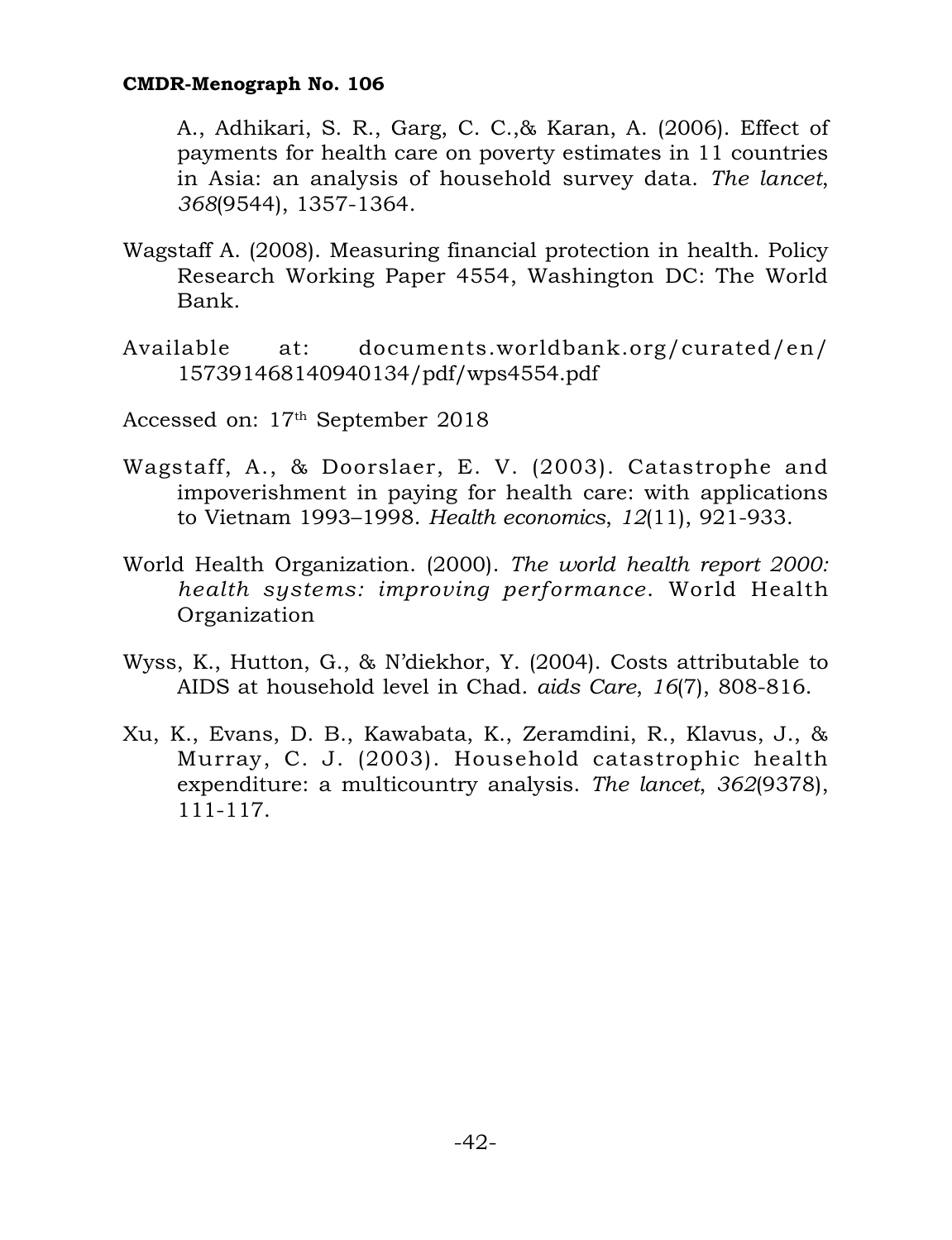A., Adhikari, S. R., Garg, C. C.,& Karan, A. (2006). Effect of payments for health care on poverty estimates in 11 countries in Asia: an analysis of household survey data. *The lancet*, *368*(9544), 1357-1364.

Wagstaff A. (2008). Measuring financial protection in health. Policy Research Working Paper 4554, Washington DC: The World Bank.

Available at: documents.worldbank.org/curated/en/157391468140940134/pdf/wps4554.pdf

Accessed on: 17th September 2018

Wagstaff, A., & Doorslaer, E. V. (2003). Catastrophe and impoverishment in paying for health care: with applications to Vietnam 1993–1998. *Health economics*, *12*(11), 921-933.

World Health Organization. (2000). *The world health report 2000: health systems: improving performance*. World Health Organization

Wyss, K., Hutton, G., & N'diekhor, Y. (2004). Costs attributable to AIDS at household level in Chad. *aids Care*, *16*(7), 808-816.

Xu, K., Evans, D. B., Kawabata, K., Zeramdini, R., Klavus, J., & Murray, C. J. (2003). Household catastrophic health expenditure: a multicountry analysis. *The lancet*, *362*(9378), 111-117.